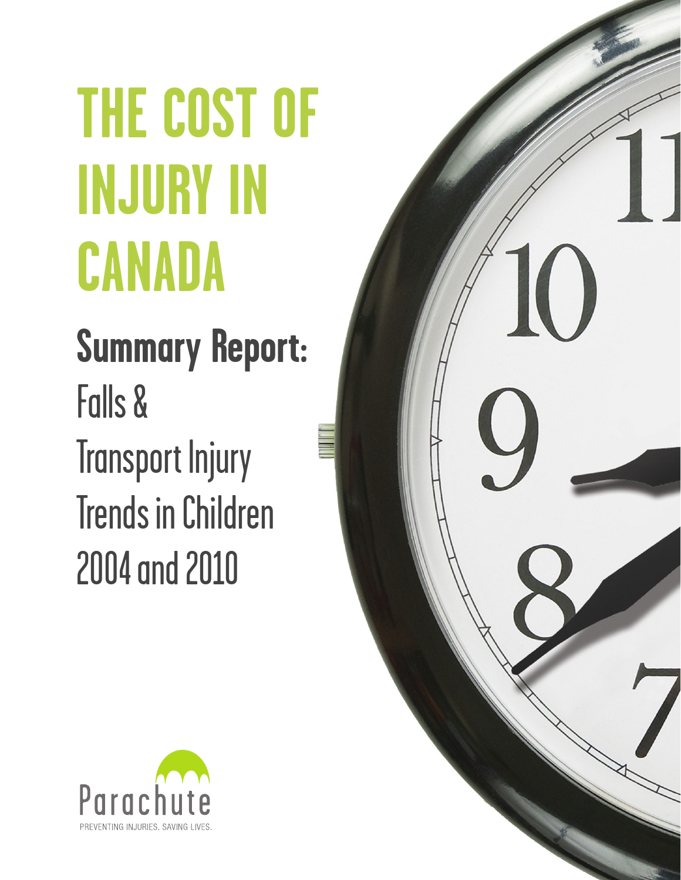# THE COST OF INJURY IN CANADA

## Summary Report:

Falls &
Transport Injury
Trends in Children
2004 and 2010

Parachute

PREVENTING INJURIES. SAVING LIVES.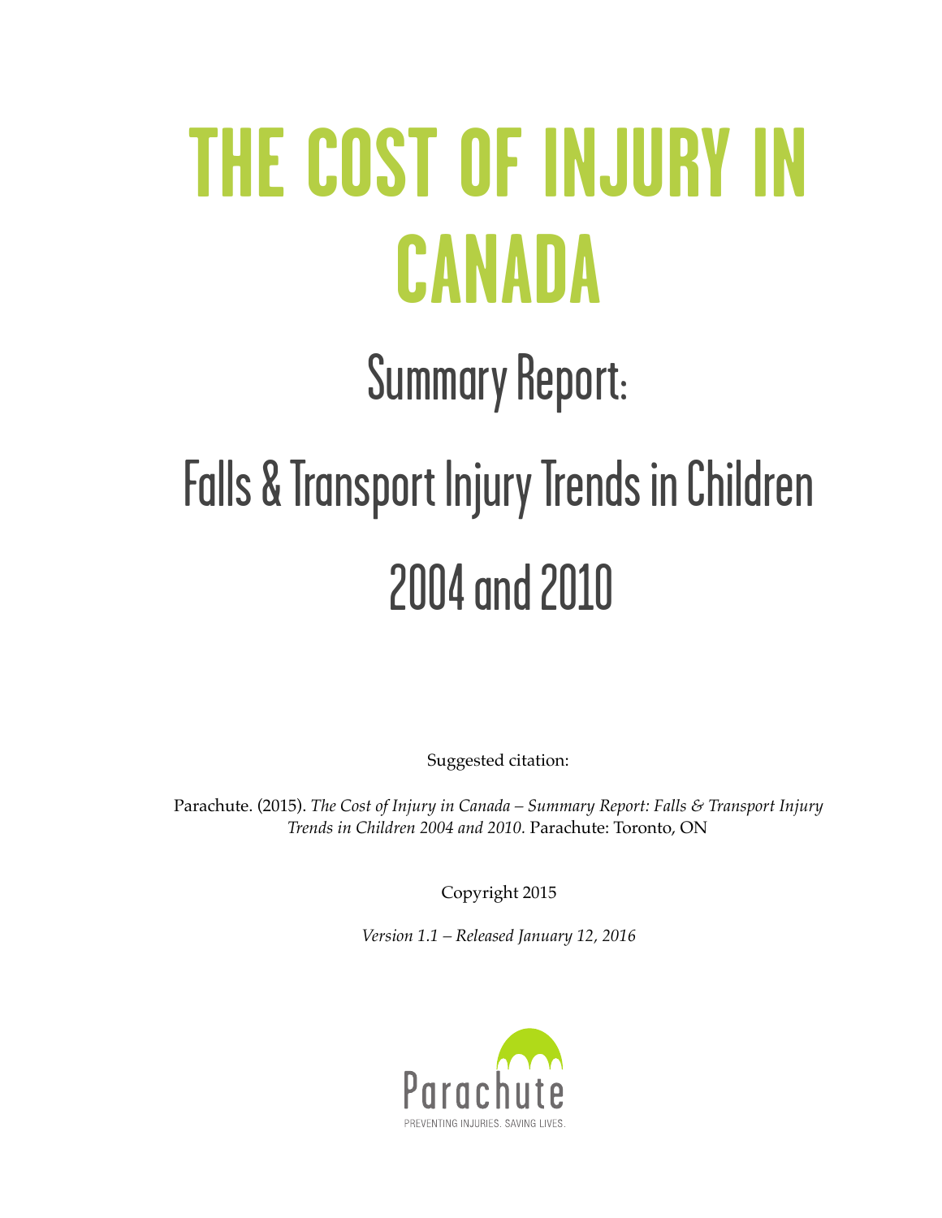# THE COST OF INJURY IN CANADA

## Summary Report:

## Falls & Transport Injury Trends in Children

## 2004 and 2010

Suggested citation:

Parachute. (2015). *The Cost of Injury in Canada – Summary Report: Falls & Transport Injury Trends in Children 2004 and 2010.* Parachute: Toronto, ON

Copyright 2015

*Version 1.1 – Released January 12, 2016*

Parachute

PREVENTING INJURIES. SAVING LIVES.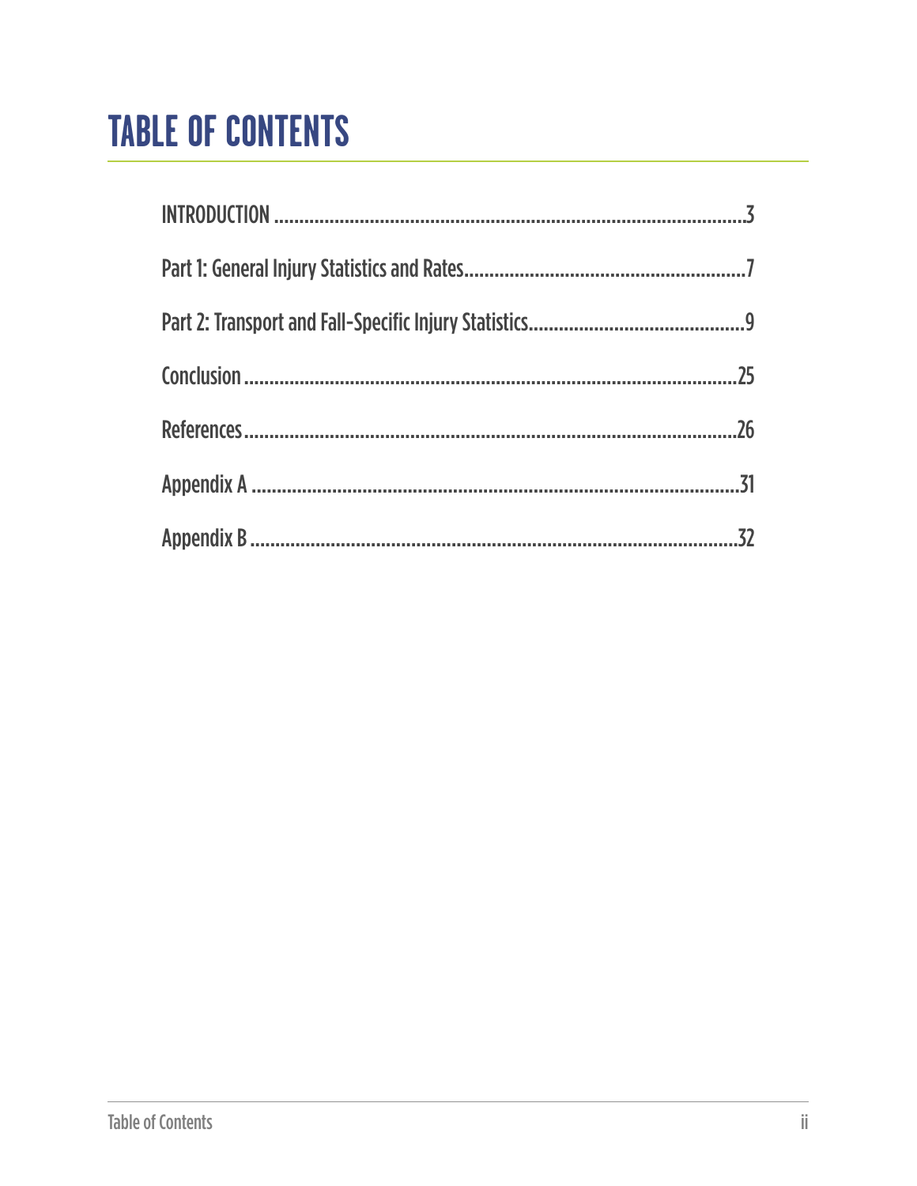# TABLE OF CONTENTS

| | |
|---|---|
| INTRODUCTION | 3 |
| Part 1: General Injury Statistics and Rates | 7 |
| Part 2: Transport and Fall-Specific Injury Statistics | 9 |
| Conclusion | 25 |
| References | 26 |
| Appendix A | 31 |
| Appendix B | 32 |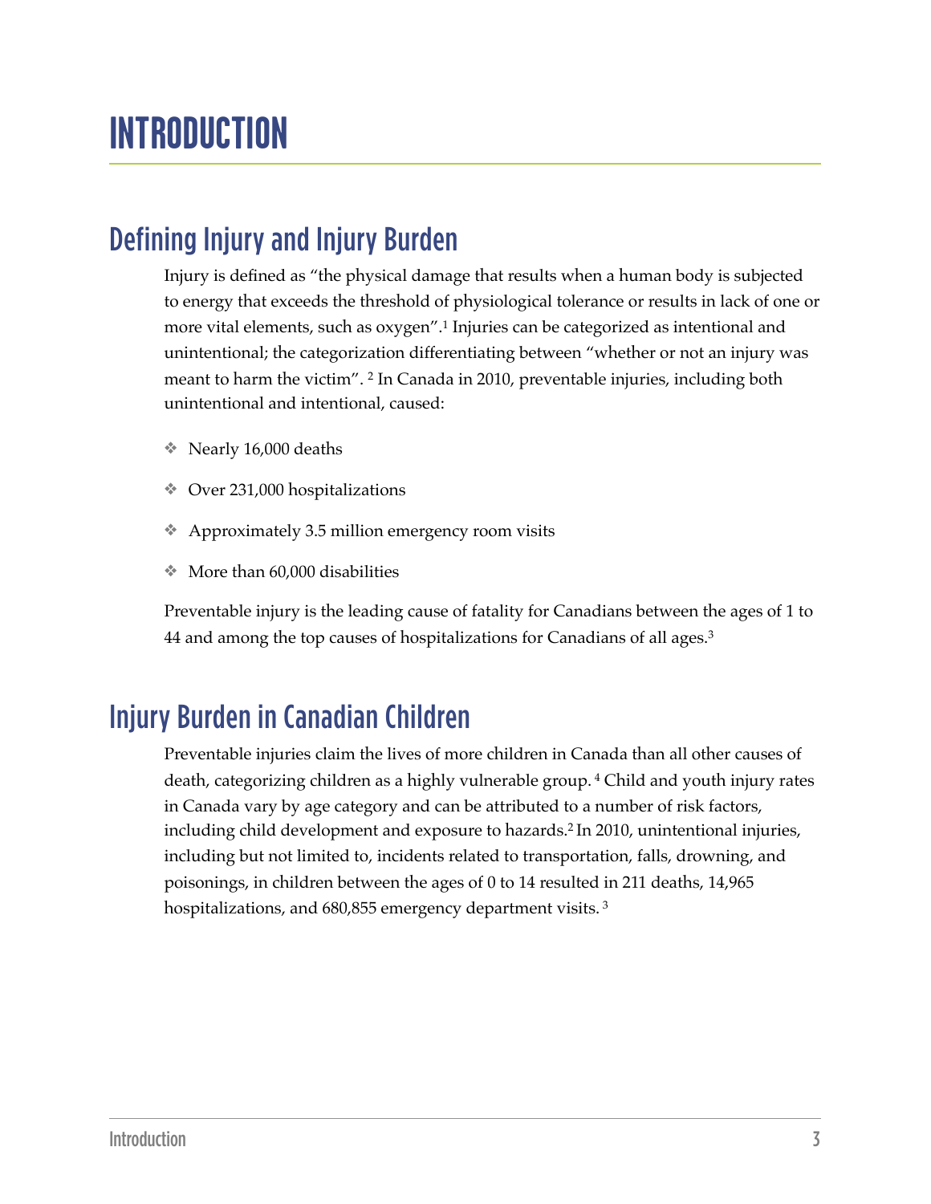# INTRODUCTION

## Defining Injury and Injury Burden

Injury is defined as "the physical damage that results when a human body is subjected to energy that exceeds the threshold of physiological tolerance or results in lack of one or more vital elements, such as oxygen".[1] Injuries can be categorized as intentional and unintentional; the categorization differentiating between "whether or not an injury was meant to harm the victim". [2] In Canada in 2010, preventable injuries, including both unintentional and intentional, caused:

- Nearly 16,000 deaths
- Over 231,000 hospitalizations
- Approximately 3.5 million emergency room visits
- More than 60,000 disabilities

Preventable injury is the leading cause of fatality for Canadians between the ages of 1 to 44 and among the top causes of hospitalizations for Canadians of all ages.[3]

## Injury Burden in Canadian Children

Preventable injuries claim the lives of more children in Canada than all other causes of death, categorizing children as a highly vulnerable group. [4] Child and youth injury rates in Canada vary by age category and can be attributed to a number of risk factors, including child development and exposure to hazards.[2] In 2010, unintentional injuries, including but not limited to, incidents related to transportation, falls, drowning, and poisonings, in children between the ages of 0 to 14 resulted in 211 deaths, 14,965 hospitalizations, and 680,855 emergency department visits. [3]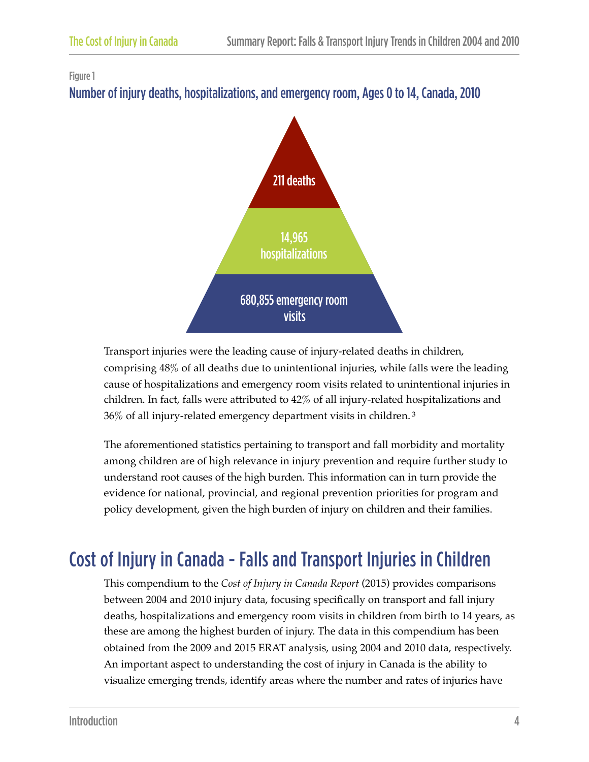Figure 1

**Number of injury deaths, hospitalizations, and emergency room, Ages 0 to 14, Canada, 2010**

211 deaths

14,965 hospitalizations

680,855 emergency room visits

Transport injuries were the leading cause of injury-related deaths in children, comprising 48% of all deaths due to unintentional injuries, while falls were the leading cause of hospitalizations and emergency room visits related to unintentional injuries in children. In fact, falls were attributed to 42% of all injury-related hospitalizations and 36% of all injury-related emergency department visits in children. [3]

The aforementioned statistics pertaining to transport and fall morbidity and mortality among children are of high relevance in injury prevention and require further study to understand root causes of the high burden. This information can in turn provide the evidence for national, provincial, and regional prevention priorities for program and policy development, given the high burden of injury on children and their families.

# Cost of Injury in Canada – Falls and Transport Injuries in Children

This compendium to the *Cost of Injury in Canada Report* (2015) provides comparisons between 2004 and 2010 injury data, focusing specifically on transport and fall injury deaths, hospitalizations and emergency room visits in children from birth to 14 years, as these are among the highest burden of injury. The data in this compendium has been obtained from the 2009 and 2015 ERAT analysis, using 2004 and 2010 data, respectively. An important aspect to understanding the cost of injury in Canada is the ability to visualize emerging trends, identify areas where the number and rates of injuries have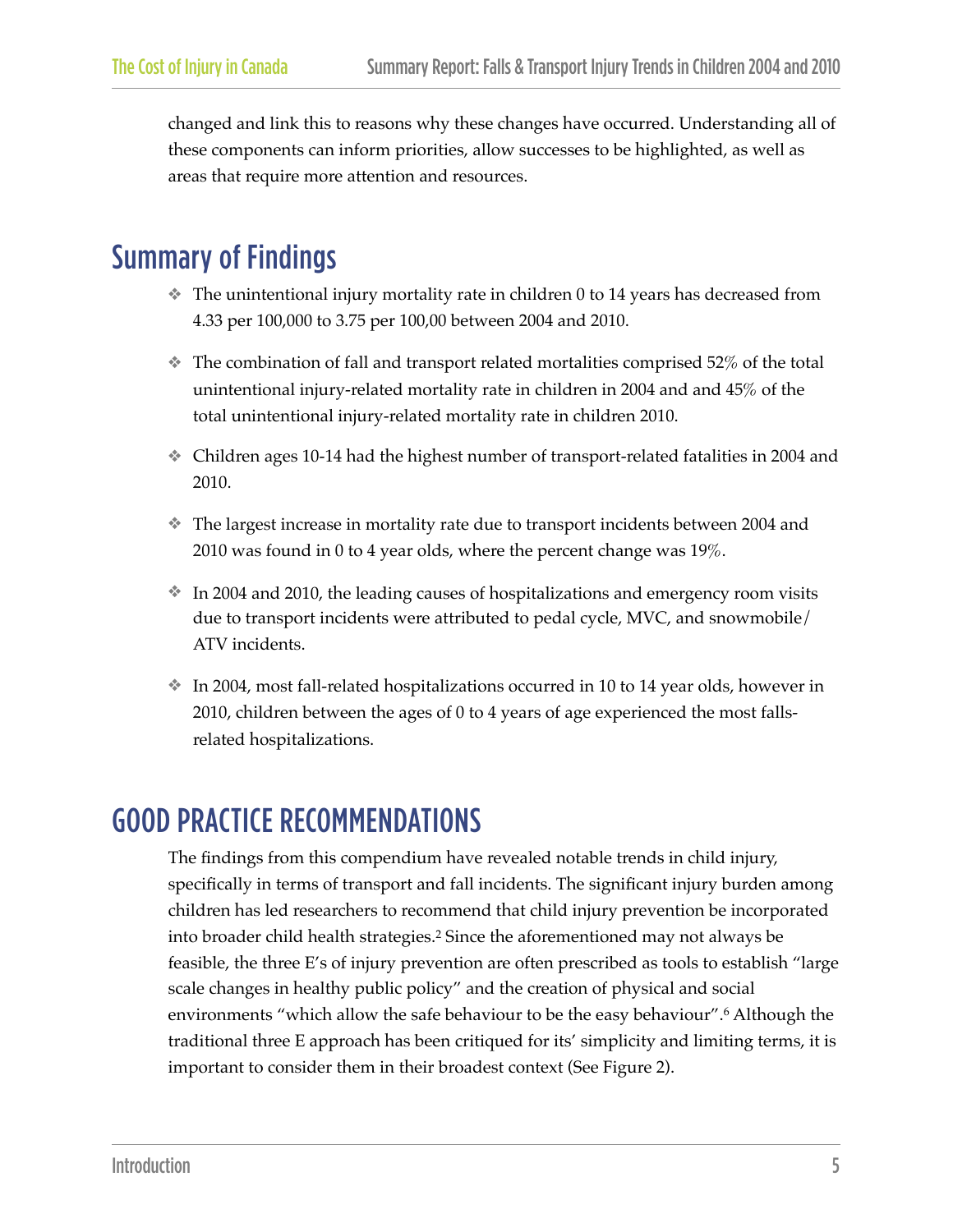changed and link this to reasons why these changes have occurred. Understanding all of these components can inform priorities, allow successes to be highlighted, as well as areas that require more attention and resources.

## Summary of Findings

- The unintentional injury mortality rate in children 0 to 14 years has decreased from 4.33 per 100,000 to 3.75 per 100,00 between 2004 and 2010.
- The combination of fall and transport related mortalities comprised 52% of the total unintentional injury-related mortality rate in children in 2004 and and 45% of the total unintentional injury-related mortality rate in children 2010.
- Children ages 10-14 had the highest number of transport-related fatalities in 2004 and 2010.
- The largest increase in mortality rate due to transport incidents between 2004 and 2010 was found in 0 to 4 year olds, where the percent change was 19%.
- In 2004 and 2010, the leading causes of hospitalizations and emergency room visits due to transport incidents were attributed to pedal cycle, MVC, and snowmobile/ ATV incidents.
- In 2004, most fall-related hospitalizations occurred in 10 to 14 year olds, however in 2010, children between the ages of 0 to 4 years of age experienced the most falls-related hospitalizations.

## GOOD PRACTICE RECOMMENDATIONS

The findings from this compendium have revealed notable trends in child injury, specifically in terms of transport and fall incidents. The significant injury burden among children has led researchers to recommend that child injury prevention be incorporated into broader child health strategies.[2] Since the aforementioned may not always be feasible, the three E's of injury prevention are often prescribed as tools to establish "large scale changes in healthy public policy" and the creation of physical and social environments "which allow the safe behaviour to be the easy behaviour".[6] Although the traditional three E approach has been critiqued for its' simplicity and limiting terms, it is important to consider them in their broadest context (See Figure 2).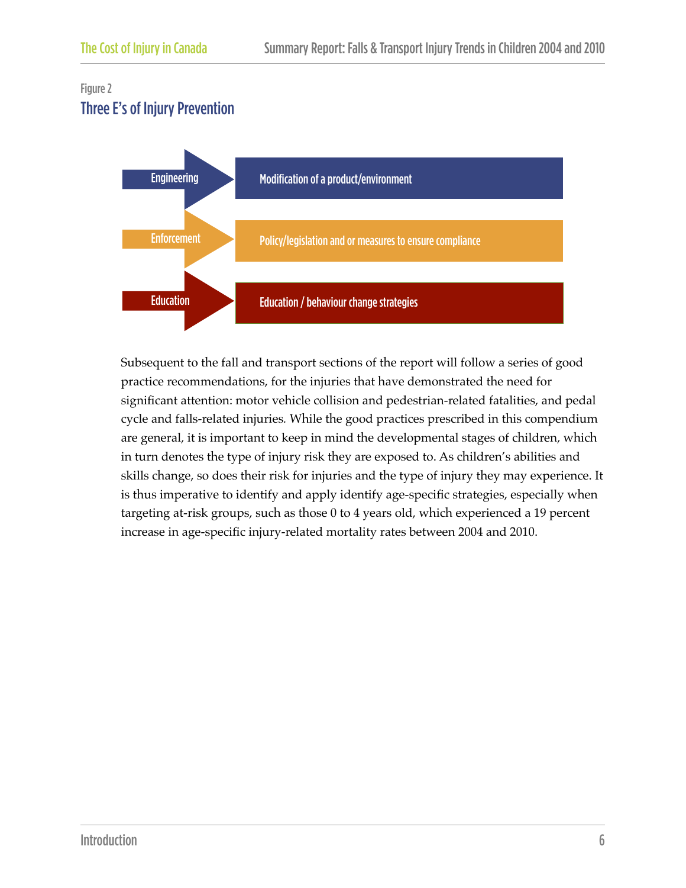Figure 2

## Three E's of Injury Prevention

| | |
|---|---|
| Engineering | Modification of a product/environment |
| Enforcement | Policy/legislation and or measures to ensure compliance |
| Education | Education / behaviour change strategies |

Subsequent to the fall and transport sections of the report will follow a series of good practice recommendations, for the injuries that have demonstrated the need for significant attention: motor vehicle collision and pedestrian-related fatalities, and pedal cycle and falls-related injuries. While the good practices prescribed in this compendium are general, it is important to keep in mind the developmental stages of children, which in turn denotes the type of injury risk they are exposed to. As children's abilities and skills change, so does their risk for injuries and the type of injury they may experience. It is thus imperative to identify and apply identify age-specific strategies, especially when targeting at-risk groups, such as those 0 to 4 years old, which experienced a 19 percent increase in age-specific injury-related mortality rates between 2004 and 2010.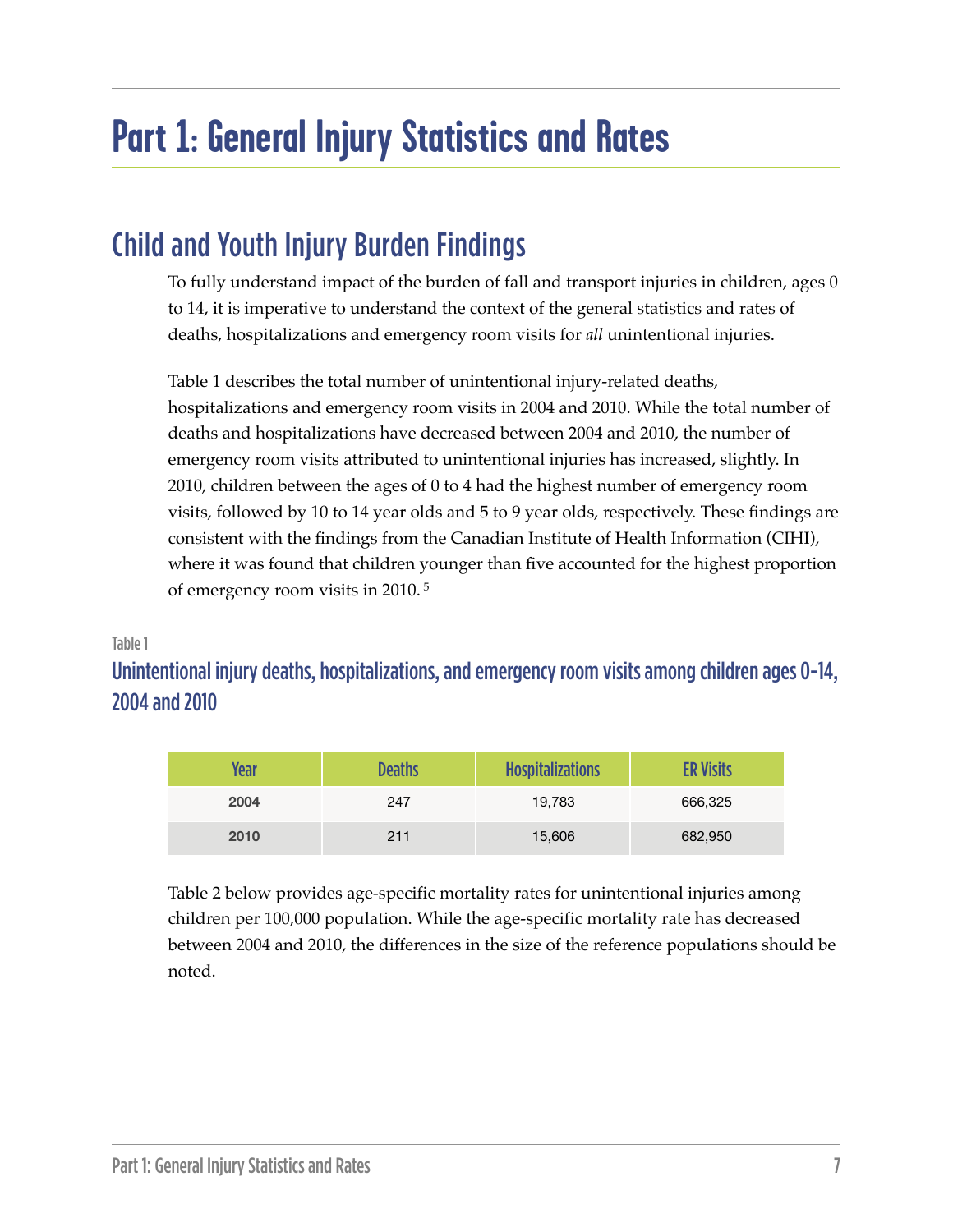# Part 1: General Injury Statistics and Rates

## Child and Youth Injury Burden Findings

To fully understand impact of the burden of fall and transport injuries in children, ages 0 to 14, it is imperative to understand the context of the general statistics and rates of deaths, hospitalizations and emergency room visits for *all* unintentional injuries.

Table 1 describes the total number of unintentional injury-related deaths, hospitalizations and emergency room visits in 2004 and 2010. While the total number of deaths and hospitalizations have decreased between 2004 and 2010, the number of emergency room visits attributed to unintentional injuries has increased, slightly. In 2010, children between the ages of 0 to 4 had the highest number of emergency room visits, followed by 10 to 14 year olds and 5 to 9 year olds, respectively. These findings are consistent with the findings from the Canadian Institute of Health Information (CIHI), where it was found that children younger than five accounted for the highest proportion of emergency room visits in 2010. [5]

Table 1

### Unintentional injury deaths, hospitalizations, and emergency room visits among children ages 0-14, 2004 and 2010

| Year | Deaths | Hospitalizations | ER Visits |
|---|---|---|---|
| **2004** | 247 | 19,783 | 666,325 |
| **2010** | 211 | 15,606 | 682,950 |

Table 2 below provides age-specific mortality rates for unintentional injuries among children per 100,000 population. While the age-specific mortality rate has decreased between 2004 and 2010, the differences in the size of the reference populations should be noted.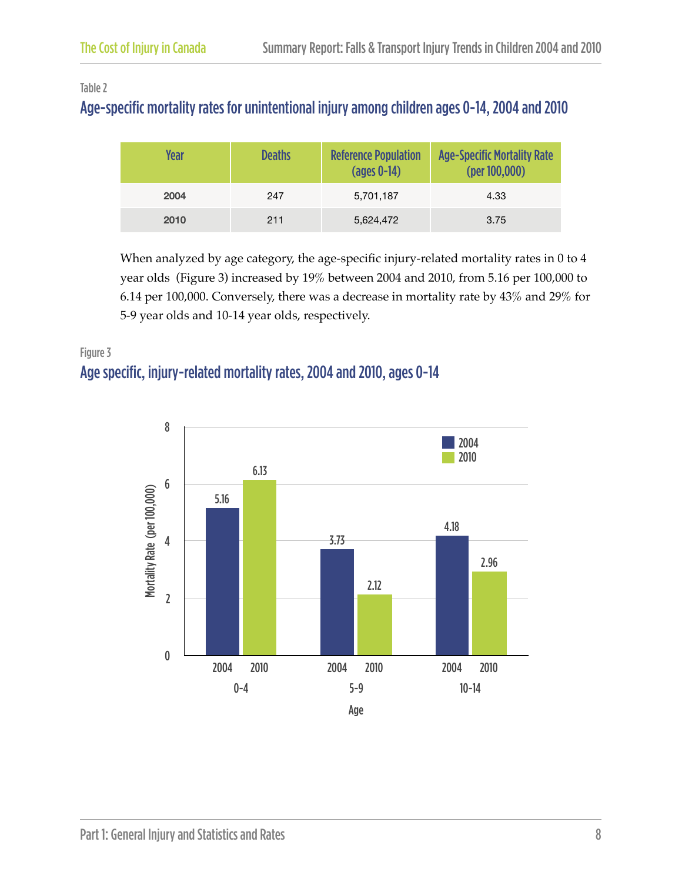Table 2

## Age-specific mortality rates for unintentional injury among children ages 0-14, 2004 and 2010

| Year | Deaths | Reference Population (ages 0-14) | Age-Specific Mortality Rate (per 100,000) |
|---|---|---|---|
| 2004 | 247 | 5,701,187 | 4.33 |
| 2010 | 211 | 5,624,472 | 3.75 |

When analyzed by age category, the age-specific injury-related mortality rates in 0 to 4 year olds (Figure 3) increased by 19% between 2004 and 2010, from 5.16 per 100,000 to 6.14 per 100,000. Conversely, there was a decrease in mortality rate by 43% and 29% for 5-9 year olds and 10-14 year olds, respectively.

Figure 3

## Age specific, injury-related mortality rates, 2004 and 2010, ages 0-14

| Age | 2004 | 2010 |
|---|---|---|
| 0-4 | 5.16 | 6.13 |
| 5-9 | 3.73 | 2.12 |
| 10-14 | 4.18 | 2.96 |

Mortality Rate (per 100,000)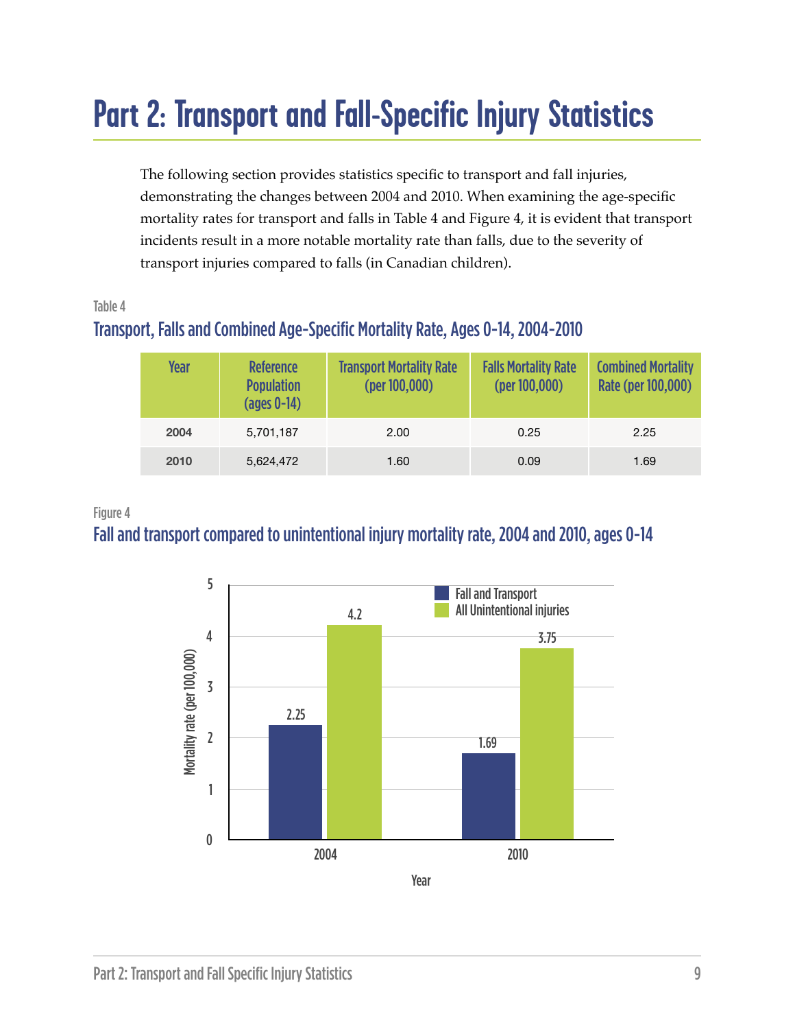# Part 2: Transport and Fall-Specific Injury Statistics

The following section provides statistics specific to transport and fall injuries, demonstrating the changes between 2004 and 2010. When examining the age-specific mortality rates for transport and falls in Table 4 and Figure 4, it is evident that transport incidents result in a more notable mortality rate than falls, due to the severity of transport injuries compared to falls (in Canadian children).

Table 4

### Transport, Falls and Combined Age-Specific Mortality Rate, Ages 0-14, 2004-2010

| Year | Reference Population (ages 0-14) | Transport Mortality Rate (per 100,000) | Falls Mortality Rate (per 100,000) | Combined Mortality Rate (per 100,000) |
|---|---|---|---|---|
| 2004 | 5,701,187 | 2.00 | 0.25 | 2.25 |
| 2010 | 5,624,472 | 1.60 | 0.09 | 1.69 |

Figure 4

### Fall and transport compared to unintentional injury mortality rate, 2004 and 2010, ages 0-14

| Year | Fall and Transport | All Unintentional injuries |
|---|---|---|
| 2004 | 2.25 | 4.2 |
| 2010 | 1.69 | 3.75 |

Mortality rate (per 100,000) by Year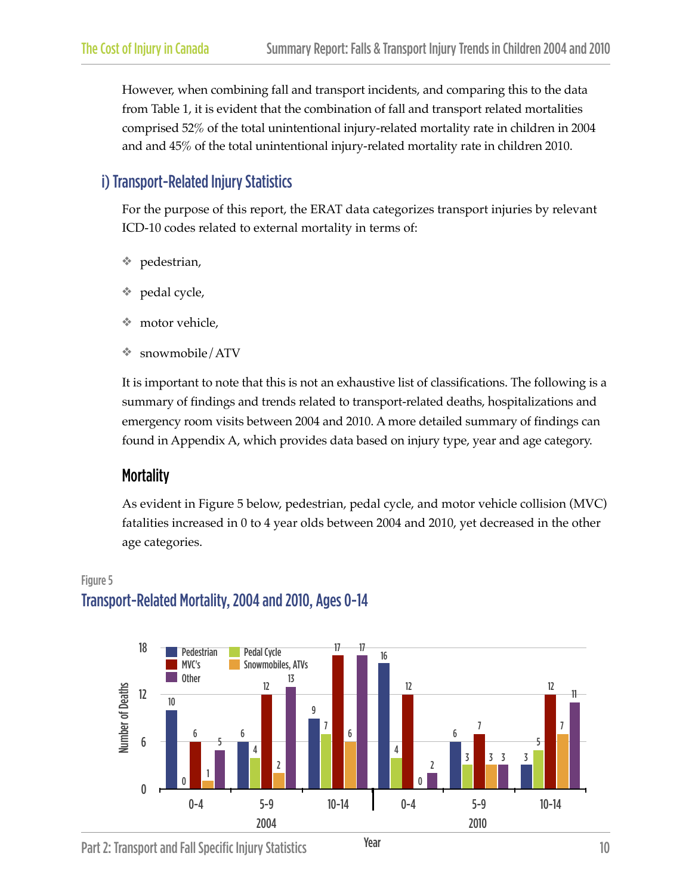However, when combining fall and transport incidents, and comparing this to the data from Table 1, it is evident that the combination of fall and transport related mortalities comprised 52% of the total unintentional injury-related mortality rate in children in 2004 and and 45% of the total unintentional injury-related mortality rate in children 2010.

## i) Transport-Related Injury Statistics

For the purpose of this report, the ERAT data categorizes transport injuries by relevant ICD-10 codes related to external mortality in terms of:

- pedestrian,
- pedal cycle,
- motor vehicle,
- snowmobile/ATV

It is important to note that this is not an exhaustive list of classifications. The following is a summary of findings and trends related to transport-related deaths, hospitalizations and emergency room visits between 2004 and 2010. A more detailed summary of findings can found in Appendix A, which provides data based on injury type, year and age category.

### Mortality

As evident in Figure 5 below, pedestrian, pedal cycle, and motor vehicle collision (MVC) fatalities increased in 0 to 4 year olds between 2004 and 2010, yet decreased in the other age categories.

Figure 5

**Transport-Related Mortality, 2004 and 2010, Ages 0-14**

| Year | Age | Pedestrian | Pedal Cycle | MVC's | Snowmobiles, ATVs | Other |
|---|---|---|---|---|---|---|
| 2004 | 0-4 | 10 | 0 | 6 | 1 | 5 |
| 2004 | 5-9 | 6 | 4 | 12 | 2 | 13 |
| 2004 | 10-14 | 9 | 7 | 17 | 6 | 17 |
| 2010 | 0-4 | 16 | 4 | 12 | 0 | 2 |
| 2010 | 5-9 | 6 | 3 | 7 | 3 | 3 |
| 2010 | 10-14 | 3 | 5 | 12 | 7 | 11 |

Number of Deaths; Year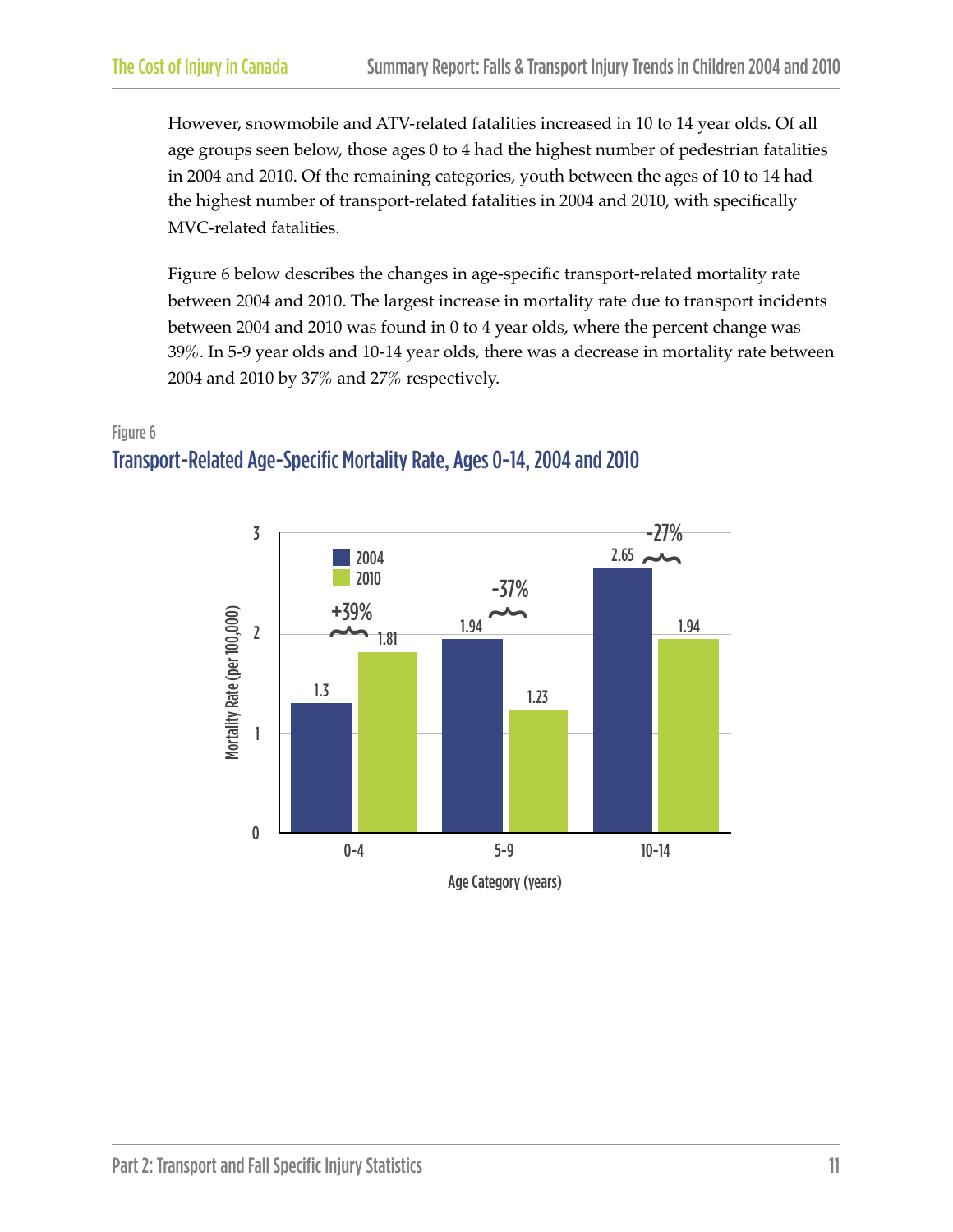However, snowmobile and ATV-related fatalities increased in 10 to 14 year olds. Of all age groups seen below, those ages 0 to 4 had the highest number of pedestrian fatalities in 2004 and 2010. Of the remaining categories, youth between the ages of 10 to 14 had the highest number of transport-related fatalities in 2004 and 2010, with specifically MVC-related fatalities.

Figure 6 below describes the changes in age-specific transport-related mortality rate between 2004 and 2010. The largest increase in mortality rate due to transport incidents between 2004 and 2010 was found in 0 to 4 year olds, where the percent change was 39%. In 5-9 year olds and 10-14 year olds, there was a decrease in mortality rate between 2004 and 2010 by 37% and 27% respectively.

Figure 6

## Transport-Related Age-Specific Mortality Rate, Ages 0-14, 2004 and 2010

| Age Category (years) | 2004 | 2010 | Change |
|---|---|---|---|
| 0-4 | 1.3 | 1.81 | +39% |
| 5-9 | 1.94 | 1.23 | -37% |
| 10-14 | 2.65 | 1.94 | -27% |

Mortality Rate (per 100,000)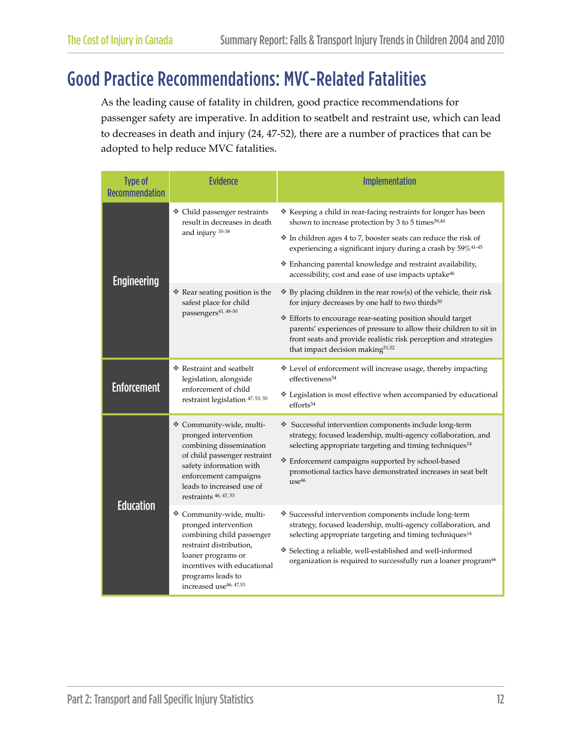## Good Practice Recommendations: MVC-Related Fatalities

As the leading cause of fatality in children, good practice recommendations for passenger safety are imperative. In addition to seatbelt and restraint use, which can lead to decreases in death and injury (24, 47-52), there are a number of practices that can be adopted to help reduce MVC fatalities.

| Type of Recommendation | Evidence | Implementation |
|---|---|---|
| Engineering | ❖ Child passenger restraints result in decreases in death and injury [35-38] | ❖ Keeping a child in rear-facing restraints for longer has been shown to increase protection by 3 to 5 times[39,40]<br>❖ In children ages 4 to 7, booster seats can reduce the risk of experiencing a significant injury during a crash by 59%[41-45]<br>❖ Enhancing parental knowledge and restraint availability, accessibility, cost and ease of use impacts uptake[46] |
| | ❖ Rear seating position is the safest place for child passengers[41, 48-50] | ❖ By placing children in the rear row(s) of the vehicle, their risk for injury decreases by one half to two thirds[50]<br>❖ Efforts to encourage rear-seating position should target parents' experiences of pressure to allow their children to sit in front seats and provide realistic risk perception and strategies that impact decision making[51,52] |
| Enforcement | ❖ Restraint and seatbelt legislation, alongside enforcement of child restraint legislation [47, 53, 55] | ❖ Level of enforcement will increase usage, thereby impacting effectiveness[54]<br>❖ Legislation is most effective when accompanied by educational efforts[54] |
| Education | ❖ Community-wide, multi-pronged intervention combining dissemination of child passenger restraint safety information with enforcement campaigns leads to increased use of restraints [46, 47, 53] | ❖ Successful intervention components include long-term strategy, focused leadership, multi-agency collaboration, and selecting appropriate targeting and timing techniques[14]<br>❖ Enforcement campaigns supported by school-based promotional tactics have demonstrated increases in seat belt use[46] |
| | ❖ Community-wide, multi-pronged intervention combining child passenger restraint distribution, loaner programs or incentives with educational programs leads to increased use[46, 47,53] | ❖ Successful intervention components include long-term strategy, focused leadership, multi-agency collaboration, and selecting appropriate targeting and timing techniques[14]<br>❖ Selecting a reliable, well-established and well-informed organization is required to successfully run a loaner program[46] |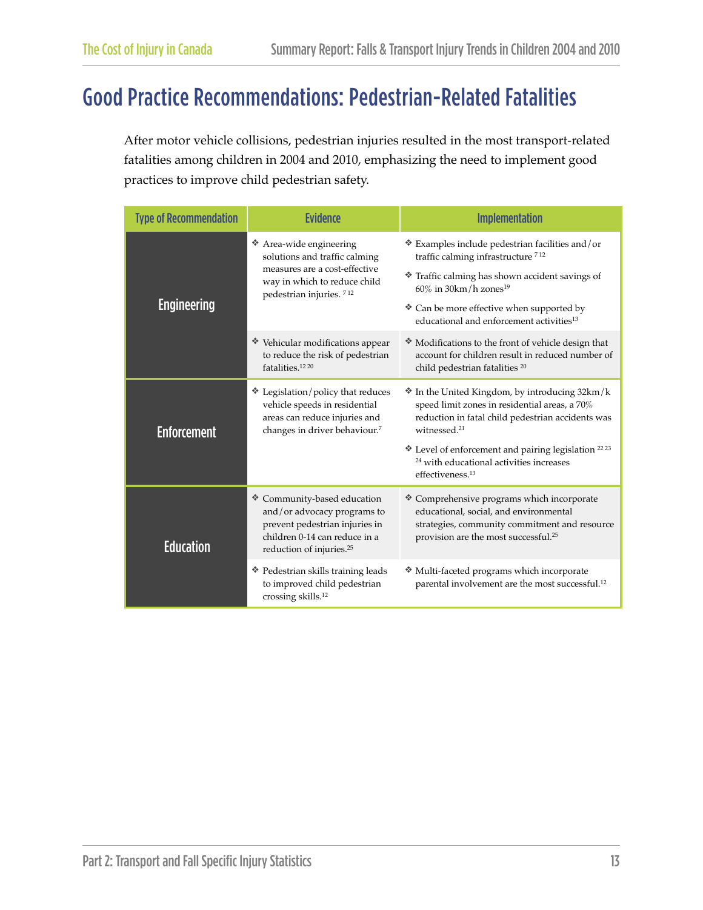# Good Practice Recommendations: Pedestrian-Related Fatalities

After motor vehicle collisions, pedestrian injuries resulted in the most transport-related fatalities among children in 2004 and 2010, emphasizing the need to implement good practices to improve child pedestrian safety.

| Type of Recommendation | Evidence | Implementation |
|---|---|---|
| Engineering | ❖ Area-wide engineering solutions and traffic calming measures are a cost-effective way in which to reduce child pedestrian injuries. [7 12] | ❖ Examples include pedestrian facilities and/or traffic calming infrastructure [7 12]<br>❖ Traffic calming has shown accident savings of 60% in 30km/h zones[19]<br>❖ Can be more effective when supported by educational and enforcement activities[13] |
| | ❖ Vehicular modifications appear to reduce the risk of pedestrian fatalities.[12 20] | ❖ Modifications to the front of vehicle design that account for children result in reduced number of child pedestrian fatalities [20] |
| Enforcement | ❖ Legislation/policy that reduces vehicle speeds in residential areas can reduce injuries and changes in driver behaviour.[7] | ❖ In the United Kingdom, by introducing 32km/k speed limit zones in residential areas, a 70% reduction in fatal child pedestrian accidents was witnessed.[21]<br>❖ Level of enforcement and pairing legislation [22 23 24] with educational activities increases effectiveness.[13] |
| Education | ❖ Community-based education and/or advocacy programs to prevent pedestrian injuries in children 0-14 can reduce in a reduction of injuries.[25] | ❖ Comprehensive programs which incorporate educational, social, and environmental strategies, community commitment and resource provision are the most successful.[25] |
| | ❖ Pedestrian skills training leads to improved child pedestrian crossing skills.[12] | ❖ Multi-faceted programs which incorporate parental involvement are the most successful.[12] |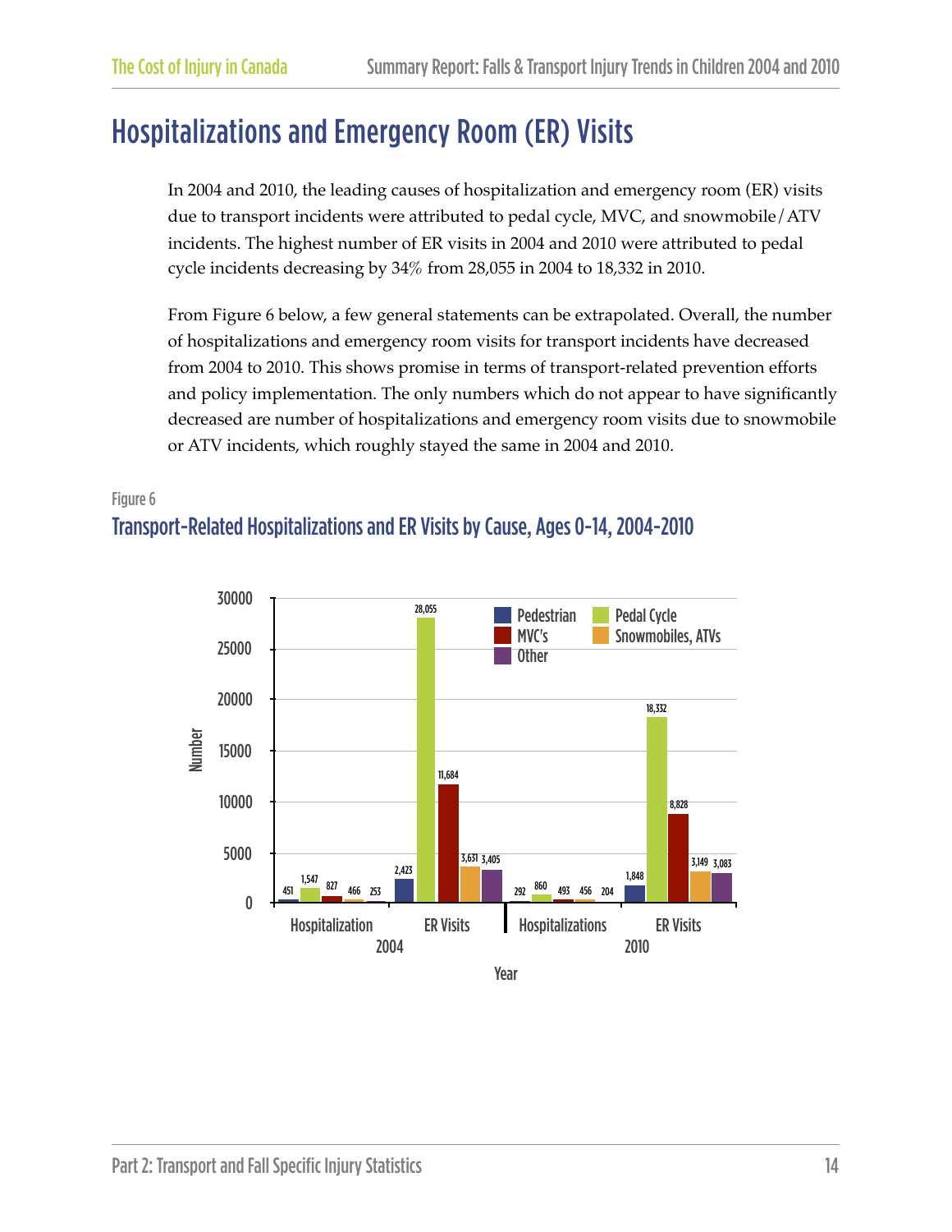# Hospitalizations and Emergency Room (ER) Visits

In 2004 and 2010, the leading causes of hospitalization and emergency room (ER) visits due to transport incidents were attributed to pedal cycle, MVC, and snowmobile/ATV incidents. The highest number of ER visits in 2004 and 2010 were attributed to pedal cycle incidents decreasing by 34% from 28,055 in 2004 to 18,332 in 2010.

From Figure 6 below, a few general statements can be extrapolated. Overall, the number of hospitalizations and emergency room visits for transport incidents have decreased from 2004 to 2010. This shows promise in terms of transport-related prevention efforts and policy implementation. The only numbers which do not appear to have significantly decreased are number of hospitalizations and emergency room visits due to snowmobile or ATV incidents, which roughly stayed the same in 2004 and 2010.

Figure 6

## Transport-Related Hospitalizations and ER Visits by Cause, Ages 0-14, 2004-2010

| Year | Measure | Pedestrian | Pedal Cycle | MVC's | Snowmobiles, ATVs | Other |
|---|---|---|---|---|---|---|
| 2004 | Hospitalization | 451 | 1,547 | 827 | 466 | 253 |
| 2004 | ER Visits | 2,423 | 28,055 | 11,684 | 3,631 | 3,405 |
| 2010 | Hospitalizations | 292 | 860 | 493 | 456 | 204 |
| 2010 | ER Visits | 1,848 | 18,332 | 8,828 | 3,149 | 3,083 |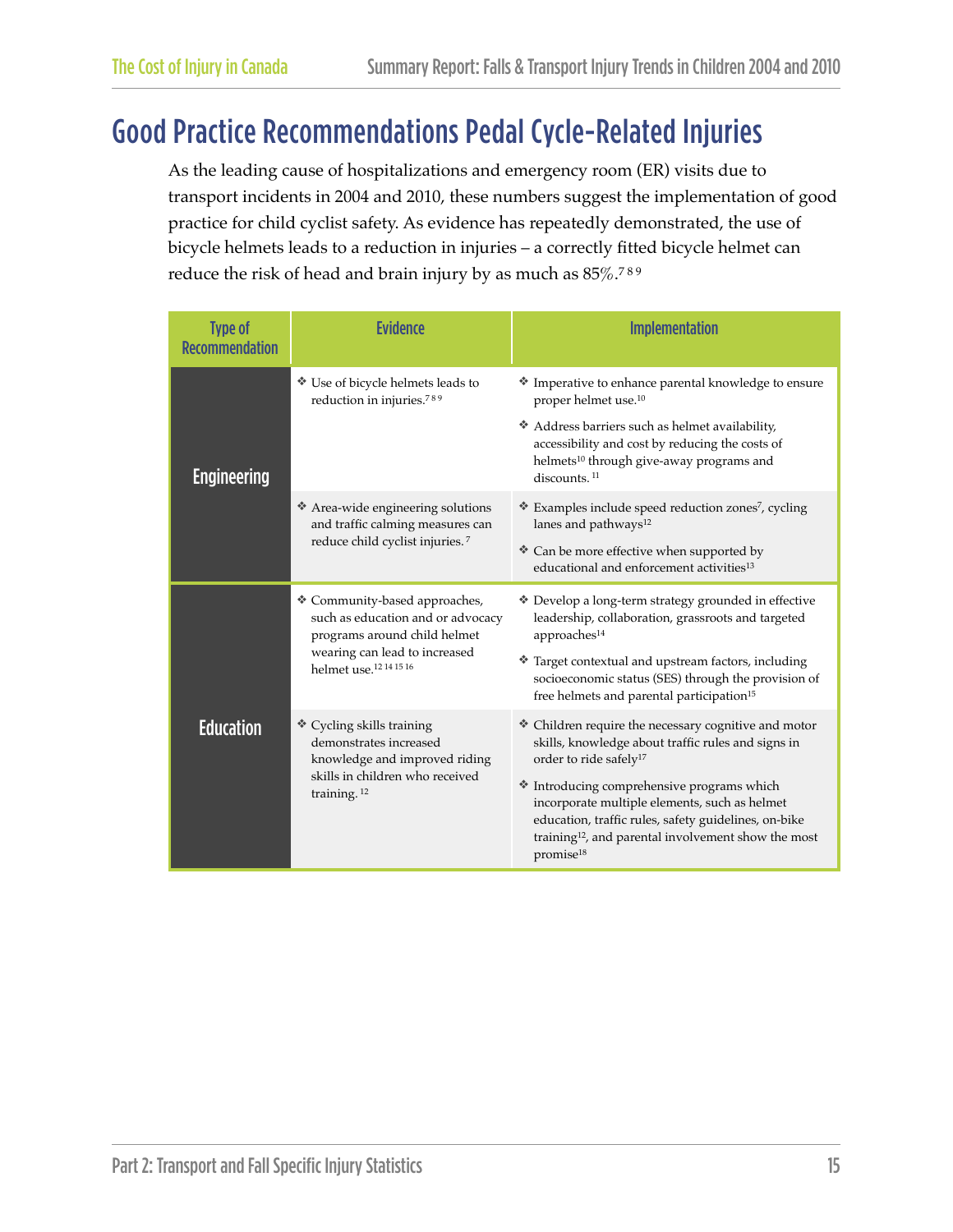# Good Practice Recommendations Pedal Cycle-Related Injuries

As the leading cause of hospitalizations and emergency room (ER) visits due to transport incidents in 2004 and 2010, these numbers suggest the implementation of good practice for child cyclist safety. As evidence has repeatedly demonstrated, the use of bicycle helmets leads to a reduction in injuries – a correctly fitted bicycle helmet can reduce the risk of head and brain injury by as much as 85%.[7 8 9]

| Type of Recommendation | Evidence | Implementation |
|---|---|---|
| Engineering | ❖ Use of bicycle helmets leads to reduction in injuries.[7 8 9] | ❖ Imperative to enhance parental knowledge to ensure proper helmet use.[10] <br> ❖ Address barriers such as helmet availability, accessibility and cost by reducing the costs of helmets[10] through give-away programs and discounts.[11] |
| | ❖ Area-wide engineering solutions and traffic calming measures can reduce child cyclist injuries.[7] | ❖ Examples include speed reduction zones[7], cycling lanes and pathways[12] <br> ❖ Can be more effective when supported by educational and enforcement activities[13] |
| Education | ❖ Community-based approaches, such as education and or advocacy programs around child helmet wearing can lead to increased helmet use.[12 14 15 16] | ❖ Develop a long-term strategy grounded in effective leadership, collaboration, grassroots and targeted approaches[14] <br> ❖ Target contextual and upstream factors, including socioeconomic status (SES) through the provision of free helmets and parental participation[15] |
| | ❖ Cycling skills training demonstrates increased knowledge and improved riding skills in children who received training.[12] | ❖ Children require the necessary cognitive and motor skills, knowledge about traffic rules and signs in order to ride safely[17] <br> ❖ Introducing comprehensive programs which incorporate multiple elements, such as helmet education, traffic rules, safety guidelines, on-bike training[12], and parental involvement show the most promise[18] |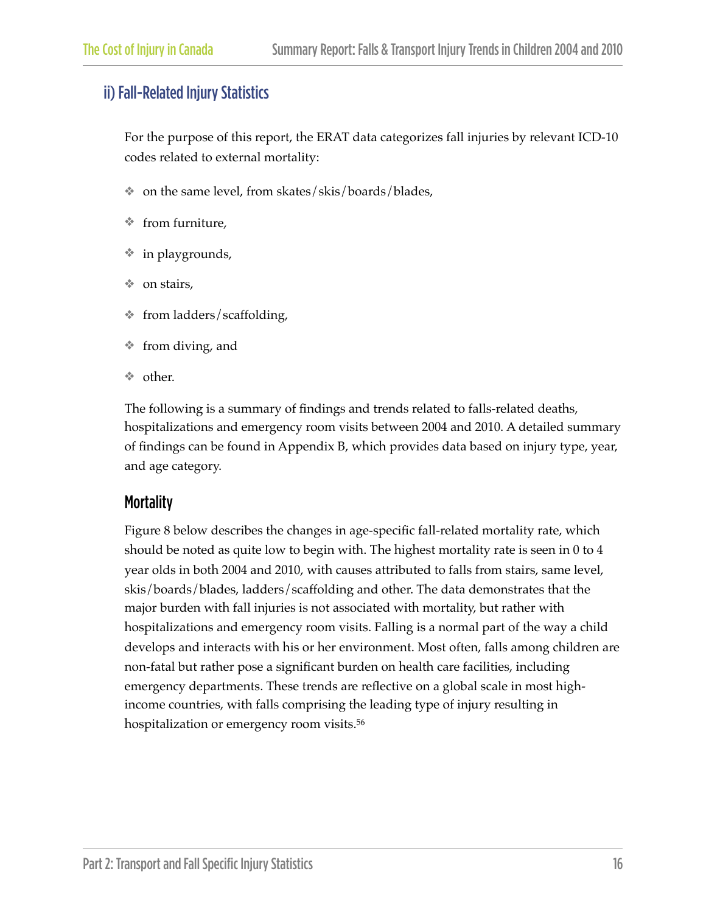## ii) Fall-Related Injury Statistics

For the purpose of this report, the ERAT data categorizes fall injuries by relevant ICD-10 codes related to external mortality:

- on the same level, from skates/skis/boards/blades,
- from furniture,
- in playgrounds,
- on stairs,
- from ladders/scaffolding,
- from diving, and
- other.

The following is a summary of findings and trends related to falls-related deaths, hospitalizations and emergency room visits between 2004 and 2010. A detailed summary of findings can be found in Appendix B, which provides data based on injury type, year, and age category.

### Mortality

Figure 8 below describes the changes in age-specific fall-related mortality rate, which should be noted as quite low to begin with. The highest mortality rate is seen in 0 to 4 year olds in both 2004 and 2010, with causes attributed to falls from stairs, same level, skis/boards/blades, ladders/scaffolding and other. The data demonstrates that the major burden with fall injuries is not associated with mortality, but rather with hospitalizations and emergency room visits. Falling is a normal part of the way a child develops and interacts with his or her environment. Most often, falls among children are non-fatal but rather pose a significant burden on health care facilities, including emergency departments. These trends are reflective on a global scale in most high-income countries, with falls comprising the leading type of injury resulting in hospitalization or emergency room visits.[56]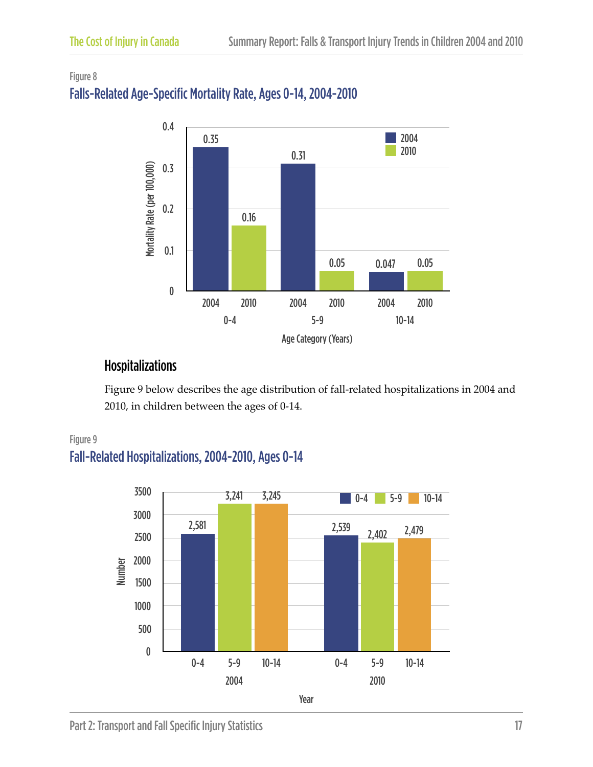Figure 8

## Falls-Related Age-Specific Mortality Rate, Ages 0-14, 2004-2010

| Age Category (Years) | 2004 | 2010 |
|---|---|---|
| 0-4 | 0.35 | 0.16 |
| 5-9 | 0.31 | 0.05 |
| 10-14 | 0.047 | 0.05 |

Mortality Rate (per 100,000)

## Hospitalizations

Figure 9 below describes the age distribution of fall-related hospitalizations in 2004 and 2010, in children between the ages of 0-14.

Figure 9

## Fall-Related Hospitalizations, 2004-2010, Ages 0-14

| Year | 0-4 | 5-9 | 10-14 |
|---|---|---|---|
| 2004 | 2,581 | 3,241 | 3,245 |
| 2010 | 2,539 | 2,402 | 2,479 |

Number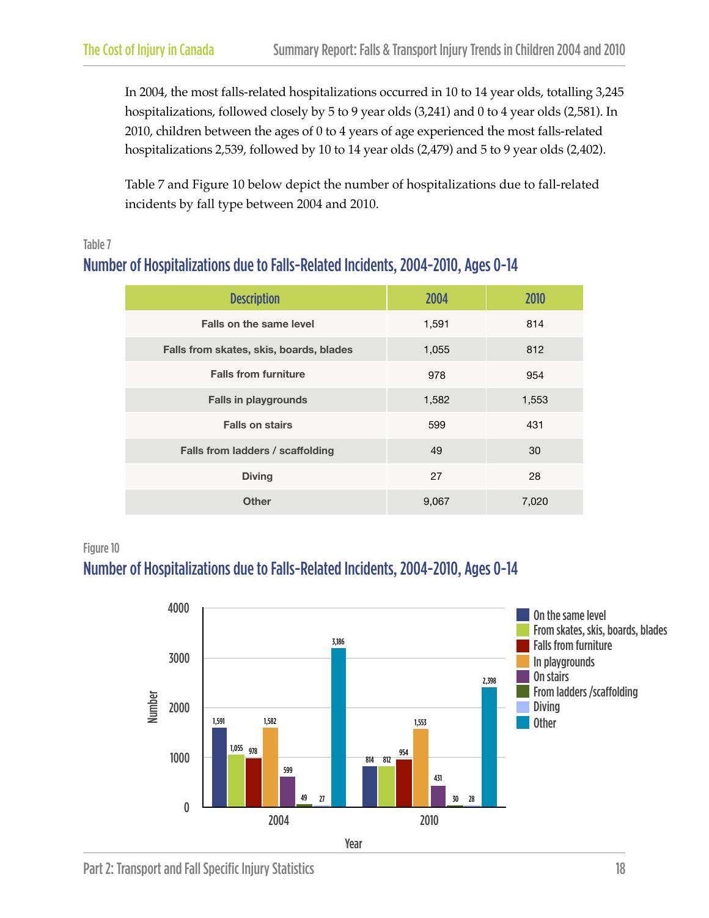In 2004, the most falls-related hospitalizations occurred in 10 to 14 year olds, totalling 3,245 hospitalizations, followed closely by 5 to 9 year olds (3,241) and 0 to 4 year olds (2,581). In 2010, children between the ages of 0 to 4 years of age experienced the most falls-related hospitalizations 2,539, followed by 10 to 14 year olds (2,479) and 5 to 9 year olds (2,402).

Table 7 and Figure 10 below depict the number of hospitalizations due to fall-related incidents by fall type between 2004 and 2010.

Table 7

## Number of Hospitalizations due to Falls-Related Incidents, 2004-2010, Ages 0-14

| Description | 2004 | 2010 |
|---|---|---|
| Falls on the same level | 1,591 | 814 |
| Falls from skates, skis, boards, blades | 1,055 | 812 |
| Falls from furniture | 978 | 954 |
| Falls in playgrounds | 1,582 | 1,553 |
| Falls on stairs | 599 | 431 |
| Falls from ladders / scaffolding | 49 | 30 |
| Diving | 27 | 28 |
| Other | 9,067 | 7,020 |

Figure 10

## Number of Hospitalizations due to Falls-Related Incidents, 2004-2010, Ages 0-14

| Year | On the same level | From skates, skis, boards, blades | Falls from furniture | In playgrounds | On stairs | From ladders /scaffolding | Diving | Other |
|---|---|---|---|---|---|---|---|---|
| 2004 | 1,591 | 1,055 | 978 | 1,582 | 599 | 49 | 27 | 3,186 |
| 2010 | 814 | 812 | 954 | 1,553 | 431 | 30 | 28 | 2,398 |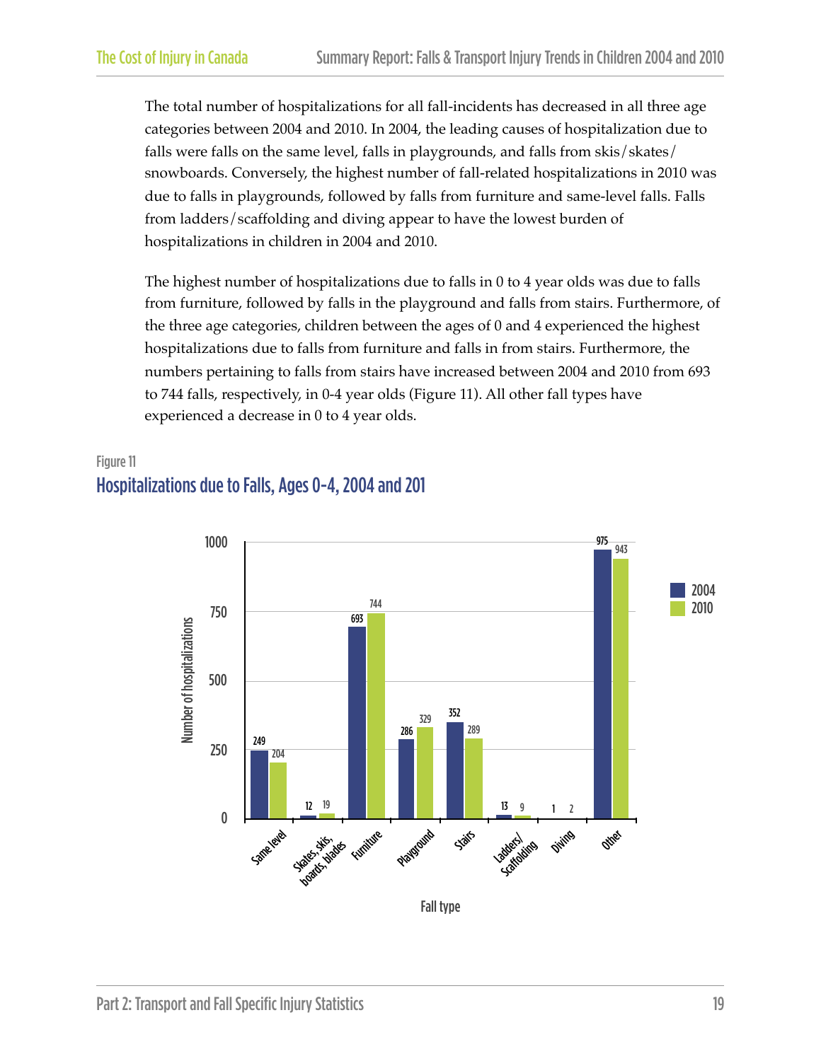The total number of hospitalizations for all fall-incidents has decreased in all three age categories between 2004 and 2010. In 2004, the leading causes of hospitalization due to falls were falls on the same level, falls in playgrounds, and falls from skis/skates/snowboards. Conversely, the highest number of fall-related hospitalizations in 2010 was due to falls in playgrounds, followed by falls from furniture and same-level falls. Falls from ladders/scaffolding and diving appear to have the lowest burden of hospitalizations in children in 2004 and 2010.

The highest number of hospitalizations due to falls in 0 to 4 year olds was due to falls from furniture, followed by falls in the playground and falls from stairs. Furthermore, of the three age categories, children between the ages of 0 and 4 experienced the highest hospitalizations due to falls from furniture and falls in from stairs. Furthermore, the numbers pertaining to falls from stairs have increased between 2004 and 2010 from 693 to 744 falls, respectively, in 0-4 year olds (Figure 11). All other fall types have experienced a decrease in 0 to 4 year olds.

Figure 11

## Hospitalizations due to Falls, Ages 0-4, 2004 and 201

| Fall type | 2004 | 2010 |
|---|---|---|
| Same level | 249 | 204 |
| Skates, skis, boards, blades | 12 | 19 |
| Furniture | 693 | 744 |
| Playground | 286 | 329 |
| Stairs | 352 | 289 |
| Ladders/Scaffolding | 13 | 9 |
| Diving | 1 | 2 |
| Other | 975 | 943 |

Y-axis: Number of hospitalizations; X-axis: Fall type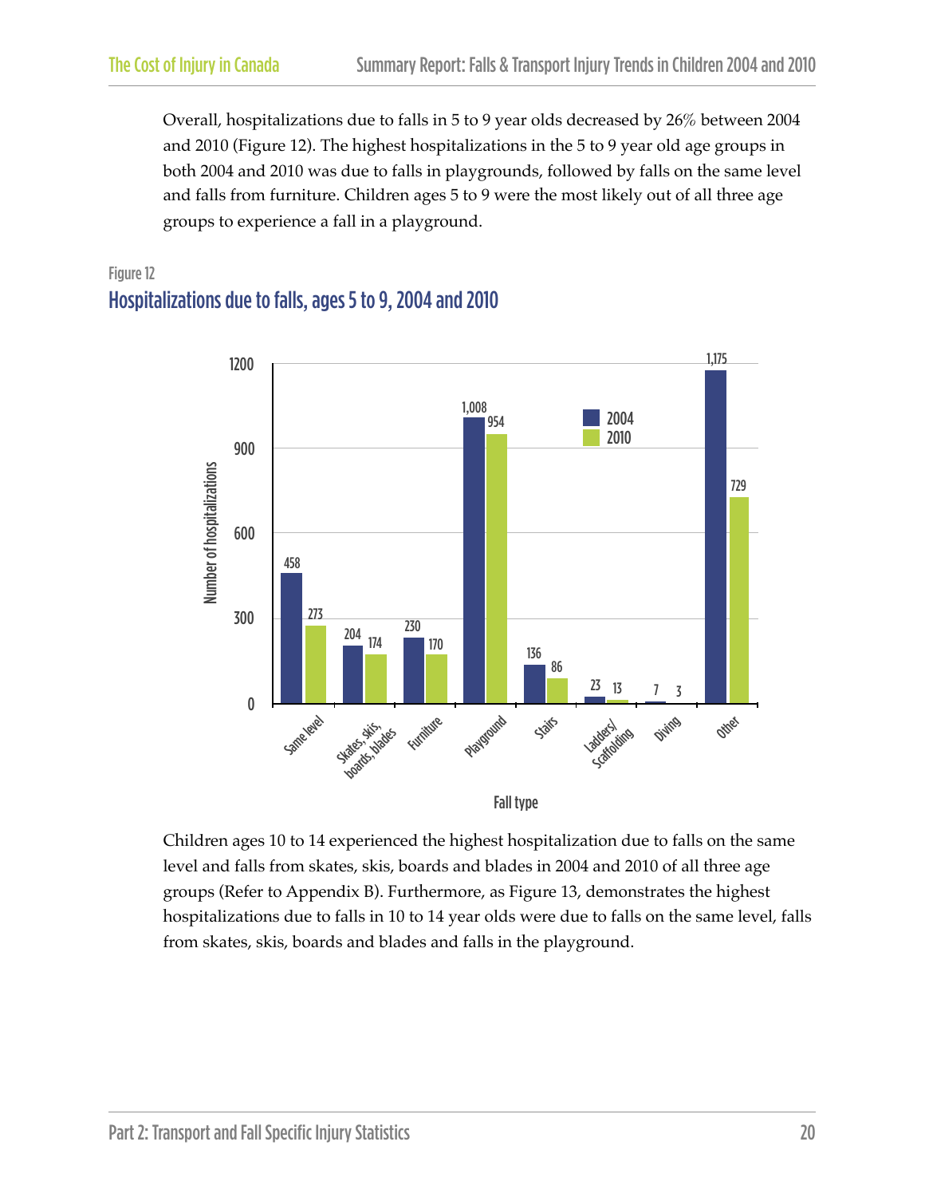Overall, hospitalizations due to falls in 5 to 9 year olds decreased by 26% between 2004 and 2010 (Figure 12). The highest hospitalizations in the 5 to 9 year old age groups in both 2004 and 2010 was due to falls in playgrounds, followed by falls on the same level and falls from furniture. Children ages 5 to 9 were the most likely out of all three age groups to experience a fall in a playground.

Figure 12

## Hospitalizations due to falls, ages 5 to 9, 2004 and 2010

| Fall type | 2004 | 2010 |
|---|---|---|
| Same level | 458 | 273 |
| Skates, skis, boards, blades | 204 | 174 |
| Furniture | 230 | 170 |
| Playground | 1,008 | 954 |
| Stairs | 136 | 86 |
| Ladders/Scaffolding | 23 | 13 |
| Diving | 7 | 3 |
| Other | 1,175 | 729 |

Children ages 10 to 14 experienced the highest hospitalization due to falls on the same level and falls from skates, skis, boards and blades in 2004 and 2010 of all three age groups (Refer to Appendix B). Furthermore, as Figure 13, demonstrates the highest hospitalizations due to falls in 10 to 14 year olds were due to falls on the same level, falls from skates, skis, boards and blades and falls in the playground.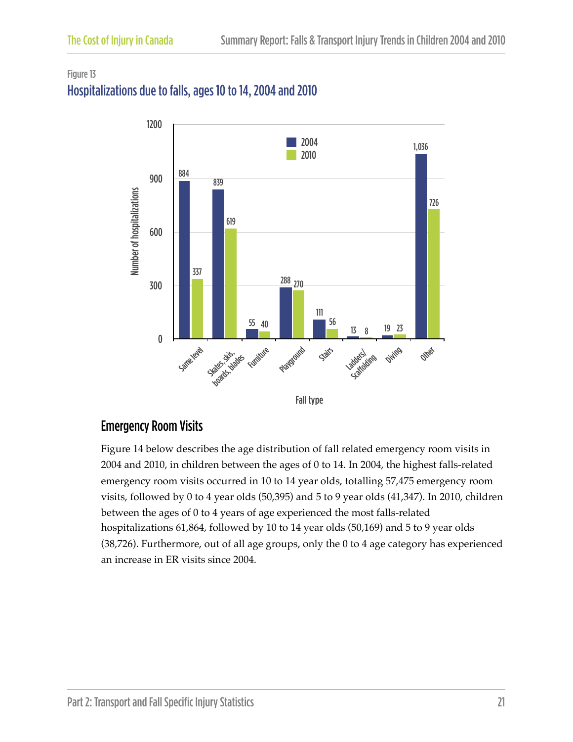Figure 13

## Hospitalizations due to falls, ages 10 to 14, 2004 and 2010

| Fall type | 2004 | 2010 |
|---|---|---|
| Same level | 884 | 337 |
| Skates, skis, boards, blades | 839 | 619 |
| Furniture | 55 | 40 |
| Playground | 288 | 270 |
| Stairs | 111 | 56 |
| Ladders/Scaffolding | 13 | 8 |
| Diving | 19 | 23 |
| Other | 1,036 | 726 |

## Emergency Room Visits

Figure 14 below describes the age distribution of fall related emergency room visits in 2004 and 2010, in children between the ages of 0 to 14. In 2004, the highest falls-related emergency room visits occurred in 10 to 14 year olds, totalling 57,475 emergency room visits, followed by 0 to 4 year olds (50,395) and 5 to 9 year olds (41,347). In 2010, children between the ages of 0 to 4 years of age experienced the most falls-related hospitalizations 61,864, followed by 10 to 14 year olds (50,169) and 5 to 9 year olds (38,726). Furthermore, out of all age groups, only the 0 to 4 age category has experienced an increase in ER visits since 2004.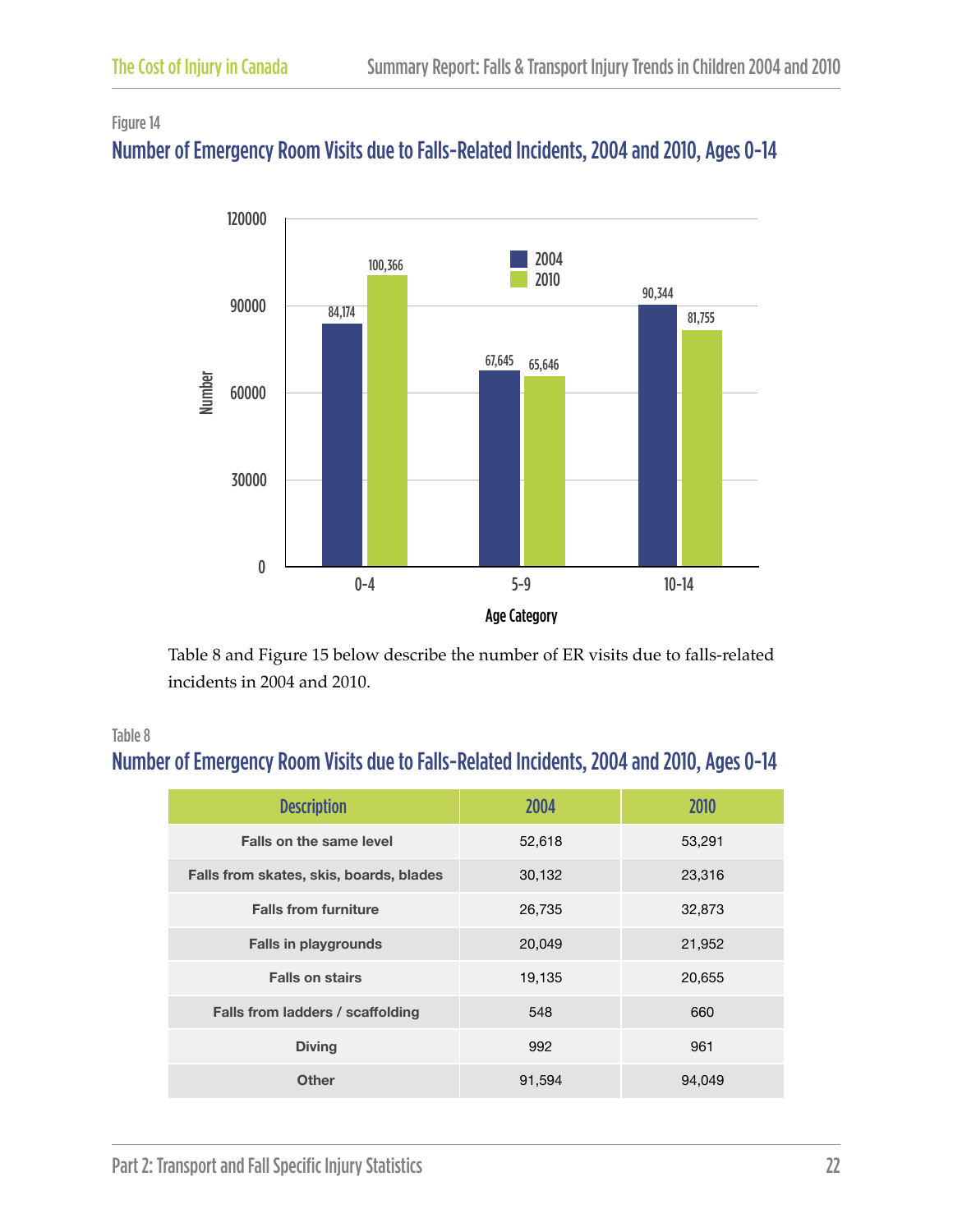Figure 14

## Number of Emergency Room Visits due to Falls-Related Incidents, 2004 and 2010, Ages 0-14

| Age Category | 2004 | 2010 |
|---|---|---|
| 0-4 | 84,174 | 100,366 |
| 5-9 | 67,645 | 65,646 |
| 10-14 | 90,344 | 81,755 |

Table 8 and Figure 15 below describe the number of ER visits due to falls-related incidents in 2004 and 2010.

Table 8

## Number of Emergency Room Visits due to Falls-Related Incidents, 2004 and 2010, Ages 0-14

| Description | 2004 | 2010 |
|---|---|---|
| Falls on the same level | 52,618 | 53,291 |
| Falls from skates, skis, boards, blades | 30,132 | 23,316 |
| Falls from furniture | 26,735 | 32,873 |
| Falls in playgrounds | 20,049 | 21,952 |
| Falls on stairs | 19,135 | 20,655 |
| Falls from ladders / scaffolding | 548 | 660 |
| Diving | 992 | 961 |
| Other | 91,594 | 94,049 |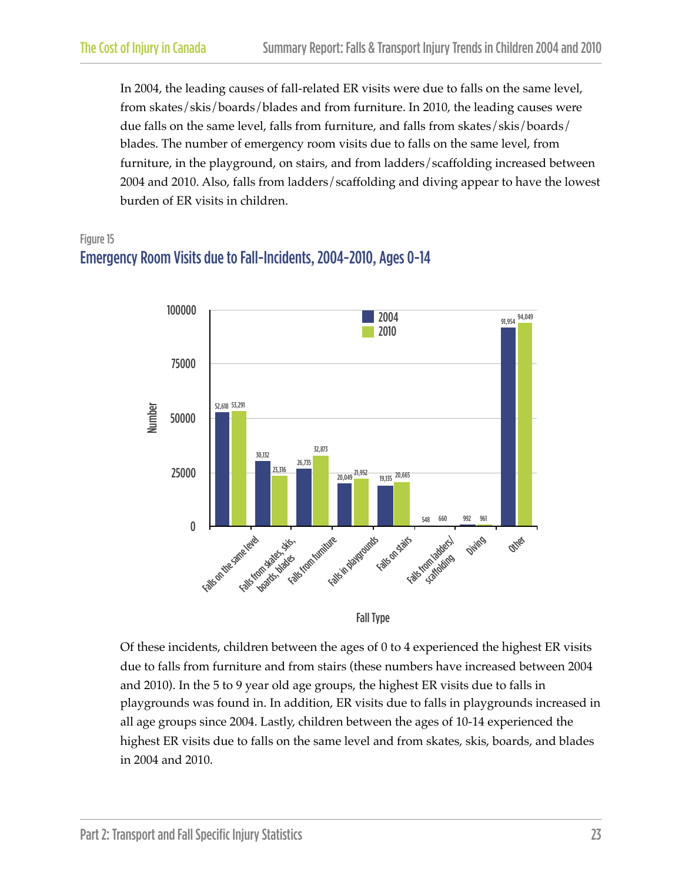In 2004, the leading causes of fall-related ER visits were due to falls on the same level, from skates/skis/boards/blades and from furniture. In 2010, the leading causes were due falls on the same level, falls from furniture, and falls from skates/skis/boards/blades. The number of emergency room visits due to falls on the same level, from furniture, in the playground, on stairs, and from ladders/scaffolding increased between 2004 and 2010. Also, falls from ladders/scaffolding and diving appear to have the lowest burden of ER visits in children.

Figure 15

## Emergency Room Visits due to Fall-Incidents, 2004-2010, Ages 0-14

| Fall Type | 2004 | 2010 |
|---|---|---|
| Falls on the same level | 52,618 | 53,291 |
| Falls from skates, skis, boards, blades | 30,132 | 23,316 |
| Falls from furniture | 26,735 | 32,873 |
| Falls in playgrounds | 20,049 | 21,952 |
| Falls on stairs | 19,135 | 20,665 |
| Falls from ladders/scaffolding | 548 | 660 |
| Diving | 992 | 961 |
| Other | 91,954 | 94,049 |

Of these incidents, children between the ages of 0 to 4 experienced the highest ER visits due to falls from furniture and from stairs (these numbers have increased between 2004 and 2010). In the 5 to 9 year old age groups, the highest ER visits due to falls in playgrounds was found in. In addition, ER visits due to falls in playgrounds increased in all age groups since 2004. Lastly, children between the ages of 10-14 experienced the highest ER visits due to falls on the same level and from skates, skis, boards, and blades in 2004 and 2010.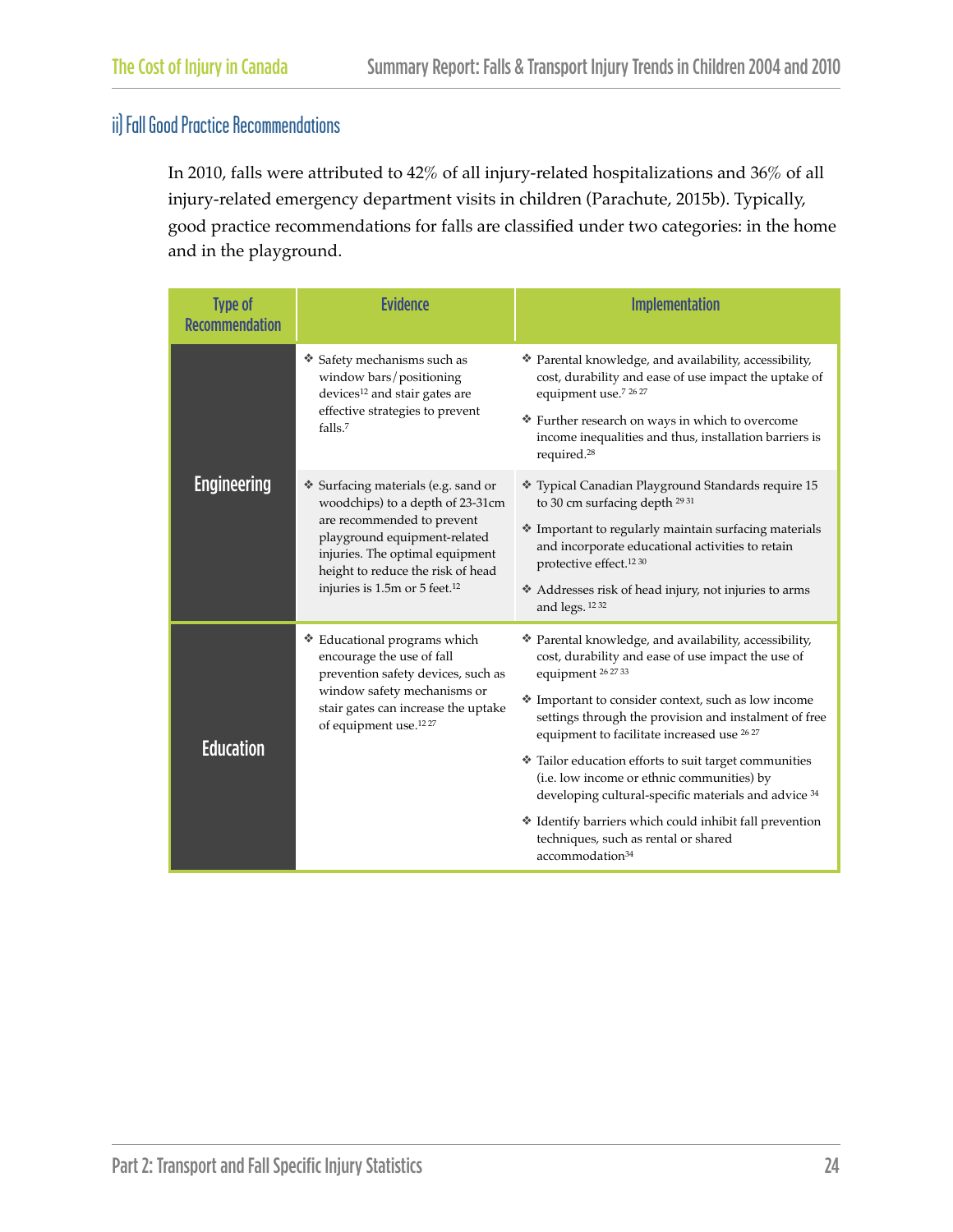### ii) Fall Good Practice Recommendations

In 2010, falls were attributed to 42% of all injury-related hospitalizations and 36% of all injury-related emergency department visits in children (Parachute, 2015b). Typically, good practice recommendations for falls are classified under two categories: in the home and in the playground.

| Type of Recommendation | Evidence | Implementation |
|---|---|---|
| Engineering | ❖ Safety mechanisms such as window bars/positioning devices[12] and stair gates are effective strategies to prevent falls.[7] | ❖ Parental knowledge, and availability, accessibility, cost, durability and ease of use impact the uptake of equipment use.[7 26 27]<br>❖ Further research on ways in which to overcome income inequalities and thus, installation barriers is required.[28] |
| | ❖ Surfacing materials (e.g. sand or woodchips) to a depth of 23-31cm are recommended to prevent playground equipment-related injuries. The optimal equipment height to reduce the risk of head injuries is 1.5m or 5 feet.[12] | ❖ Typical Canadian Playground Standards require 15 to 30 cm surfacing depth [29 31]<br>❖ Important to regularly maintain surfacing materials and incorporate educational activities to retain protective effect.[12 30]<br>❖ Addresses risk of head injury, not injuries to arms and legs. [12 32] |
| Education | ❖ Educational programs which encourage the use of fall prevention safety devices, such as window safety mechanisms or stair gates can increase the uptake of equipment use.[12 27] | ❖ Parental knowledge, and availability, accessibility, cost, durability and ease of use impact the use of equipment [26 27 33]<br>❖ Important to consider context, such as low income settings through the provision and instalment of free equipment to facilitate increased use [26 27]<br>❖ Tailor education efforts to suit target communities (i.e. low income or ethnic communities) by developing cultural-specific materials and advice [34]<br>❖ Identify barriers which could inhibit fall prevention techniques, such as rental or shared accommodation[34] |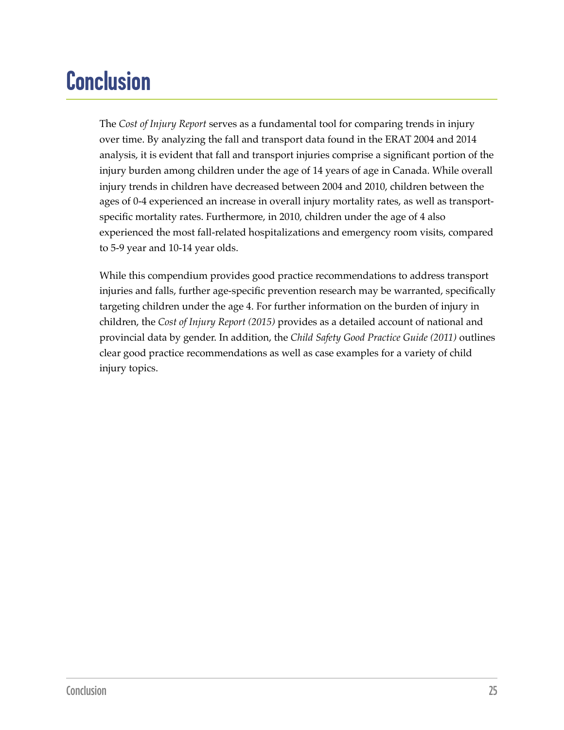# Conclusion

The *Cost of Injury Report* serves as a fundamental tool for comparing trends in injury over time. By analyzing the fall and transport data found in the ERAT 2004 and 2014 analysis, it is evident that fall and transport injuries comprise a significant portion of the injury burden among children under the age of 14 years of age in Canada. While overall injury trends in children have decreased between 2004 and 2010, children between the ages of 0-4 experienced an increase in overall injury mortality rates, as well as transport-specific mortality rates. Furthermore, in 2010, children under the age of 4 also experienced the most fall-related hospitalizations and emergency room visits, compared to 5-9 year and 10-14 year olds.

While this compendium provides good practice recommendations to address transport injuries and falls, further age-specific prevention research may be warranted, specifically targeting children under the age 4. For further information on the burden of injury in children, the *Cost of Injury Report (2015)* provides as a detailed account of national and provincial data by gender. In addition, the *Child Safety Good Practice Guide (2011)* outlines clear good practice recommendations as well as case examples for a variety of child injury topics.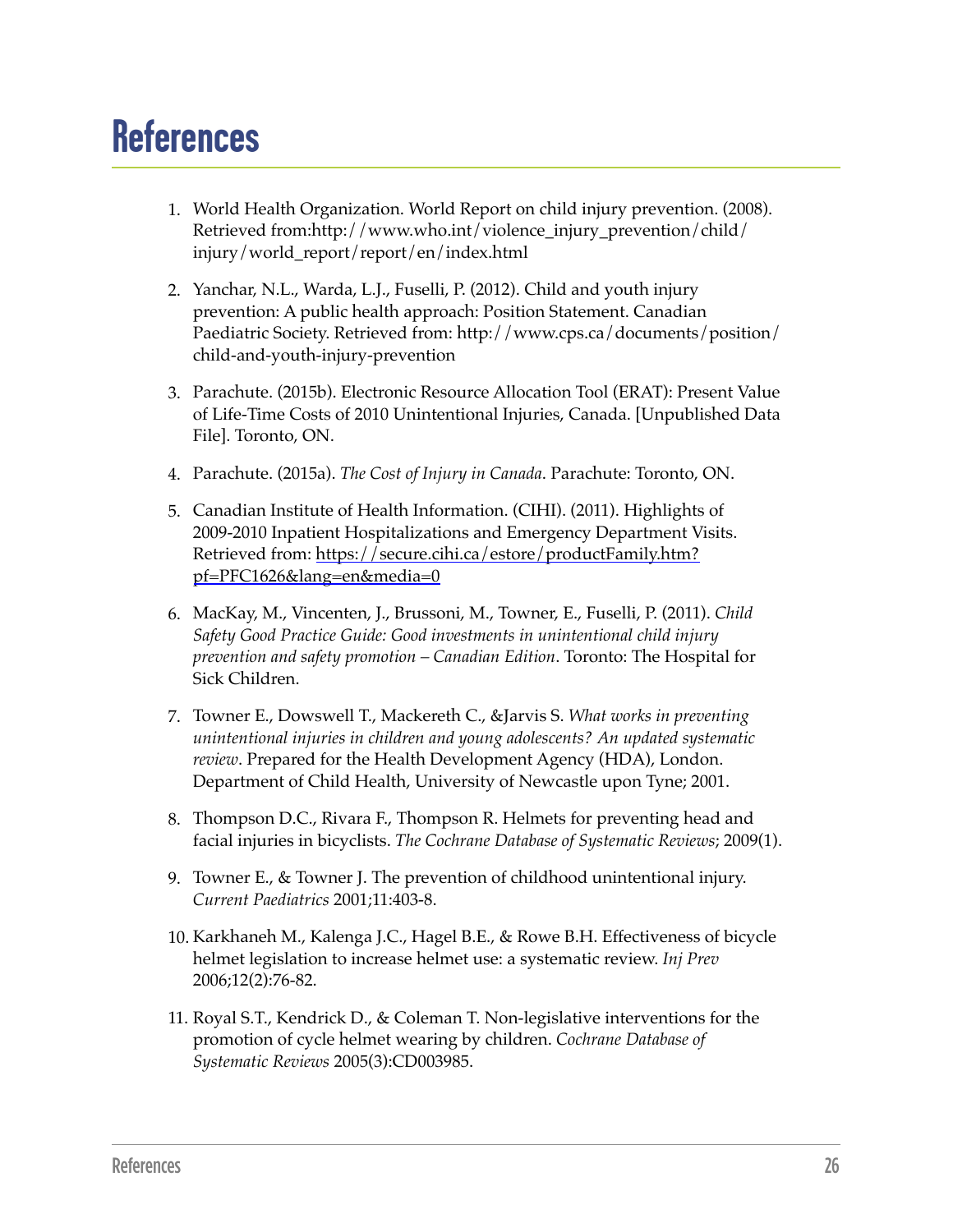# References

1. World Health Organization. World Report on child injury prevention. (2008). Retrieved from:http://www.who.int/violence_injury_prevention/child/injury/world_report/report/en/index.html

2. Yanchar, N.L., Warda, L.J., Fuselli, P. (2012). Child and youth injury prevention: A public health approach: Position Statement. Canadian Paediatric Society. Retrieved from: http://www.cps.ca/documents/position/child-and-youth-injury-prevention

3. Parachute. (2015b). Electronic Resource Allocation Tool (ERAT): Present Value of Life-Time Costs of 2010 Unintentional Injuries, Canada. [Unpublished Data File]. Toronto, ON.

4. Parachute. (2015a). *The Cost of Injury in Canada*. Parachute: Toronto, ON.

5. Canadian Institute of Health Information. (CIHI). (2011). Highlights of 2009-2010 Inpatient Hospitalizations and Emergency Department Visits. Retrieved from: https://secure.cihi.ca/estore/productFamily.htm?pf=PFC1626&lang=en&media=0

6. MacKay, M., Vincenten, J., Brussoni, M., Towner, E., Fuselli, P. (2011). *Child Safety Good Practice Guide: Good investments in unintentional child injury prevention and safety promotion – Canadian Edition*. Toronto: The Hospital for Sick Children.

7. Towner E., Dowswell T., Mackereth C., &Jarvis S. *What works in preventing unintentional injuries in children and young adolescents? An updated systematic review*. Prepared for the Health Development Agency (HDA), London. Department of Child Health, University of Newcastle upon Tyne; 2001.

8. Thompson D.C., Rivara F., Thompson R. Helmets for preventing head and facial injuries in bicyclists. *The Cochrane Database of Systematic Reviews*; 2009(1).

9. Towner E., & Towner J. The prevention of childhood unintentional injury. *Current Paediatrics* 2001;11:403-8.

10. Karkhaneh M., Kalenga J.C., Hagel B.E., & Rowe B.H. Effectiveness of bicycle helmet legislation to increase helmet use: a systematic review. *Inj Prev* 2006;12(2):76-82.

11. Royal S.T., Kendrick D., & Coleman T. Non-legislative interventions for the promotion of cycle helmet wearing by children. *Cochrane Database of Systematic Reviews* 2005(3):CD003985.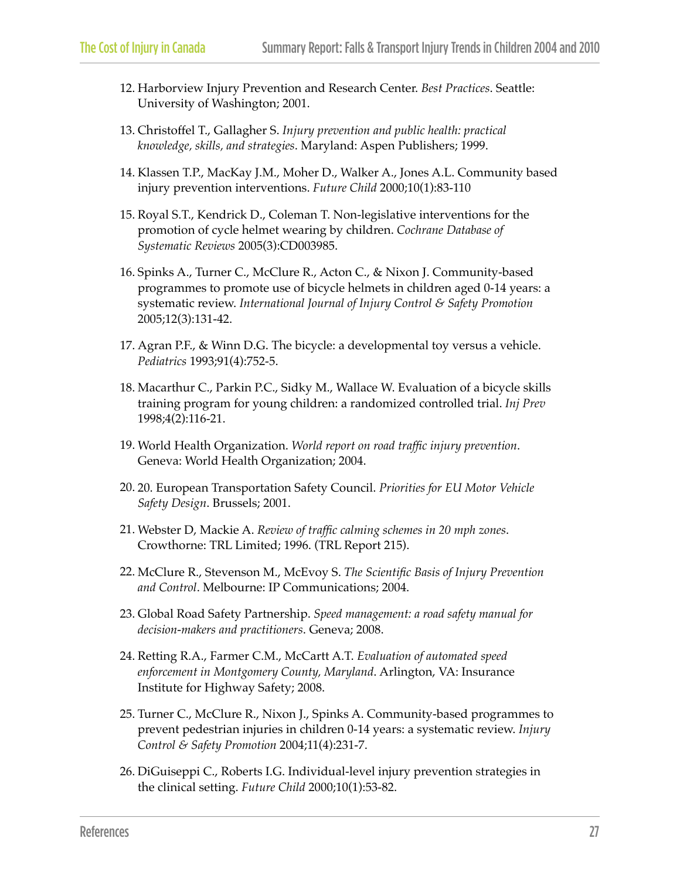12. Harborview Injury Prevention and Research Center. *Best Practices*. Seattle: University of Washington; 2001.

13. Christoffel T., Gallagher S. *Injury prevention and public health: practical knowledge, skills, and strategies*. Maryland: Aspen Publishers; 1999.

14. Klassen T.P., MacKay J.M., Moher D., Walker A., Jones A.L. Community based injury prevention interventions. *Future Child* 2000;10(1):83-110

15. Royal S.T., Kendrick D., Coleman T. Non-legislative interventions for the promotion of cycle helmet wearing by children. *Cochrane Database of Systematic Reviews* 2005(3):CD003985.

16. Spinks A., Turner C., McClure R., Acton C., & Nixon J. Community-based programmes to promote use of bicycle helmets in children aged 0-14 years: a systematic review. *International Journal of Injury Control & Safety Promotion* 2005;12(3):131-42.

17. Agran P.F., & Winn D.G. The bicycle: a developmental toy versus a vehicle. *Pediatrics* 1993;91(4):752-5.

18. Macarthur C., Parkin P.C., Sidky M., Wallace W. Evaluation of a bicycle skills training program for young children: a randomized controlled trial. *Inj Prev* 1998;4(2):116-21.

19. World Health Organization. *World report on road traffic injury prevention*. Geneva: World Health Organization; 2004.

20. 20. European Transportation Safety Council. *Priorities for EU Motor Vehicle Safety Design*. Brussels; 2001.

21. Webster D, Mackie A. *Review of traffic calming schemes in 20 mph zones*. Crowthorne: TRL Limited; 1996. (TRL Report 215).

22. McClure R., Stevenson M., McEvoy S. *The Scientific Basis of Injury Prevention and Control*. Melbourne: IP Communications; 2004.

23. Global Road Safety Partnership. *Speed management: a road safety manual for decision-makers and practitioners*. Geneva; 2008.

24. Retting R.A., Farmer C.M., McCartt A.T. *Evaluation of automated speed enforcement in Montgomery County, Maryland*. Arlington, VA: Insurance Institute for Highway Safety; 2008.

25. Turner C., McClure R., Nixon J., Spinks A. Community-based programmes to prevent pedestrian injuries in children 0-14 years: a systematic review. *Injury Control & Safety Promotion* 2004;11(4):231-7.

26. DiGuiseppi C., Roberts I.G. Individual-level injury prevention strategies in the clinical setting. *Future Child* 2000;10(1):53-82.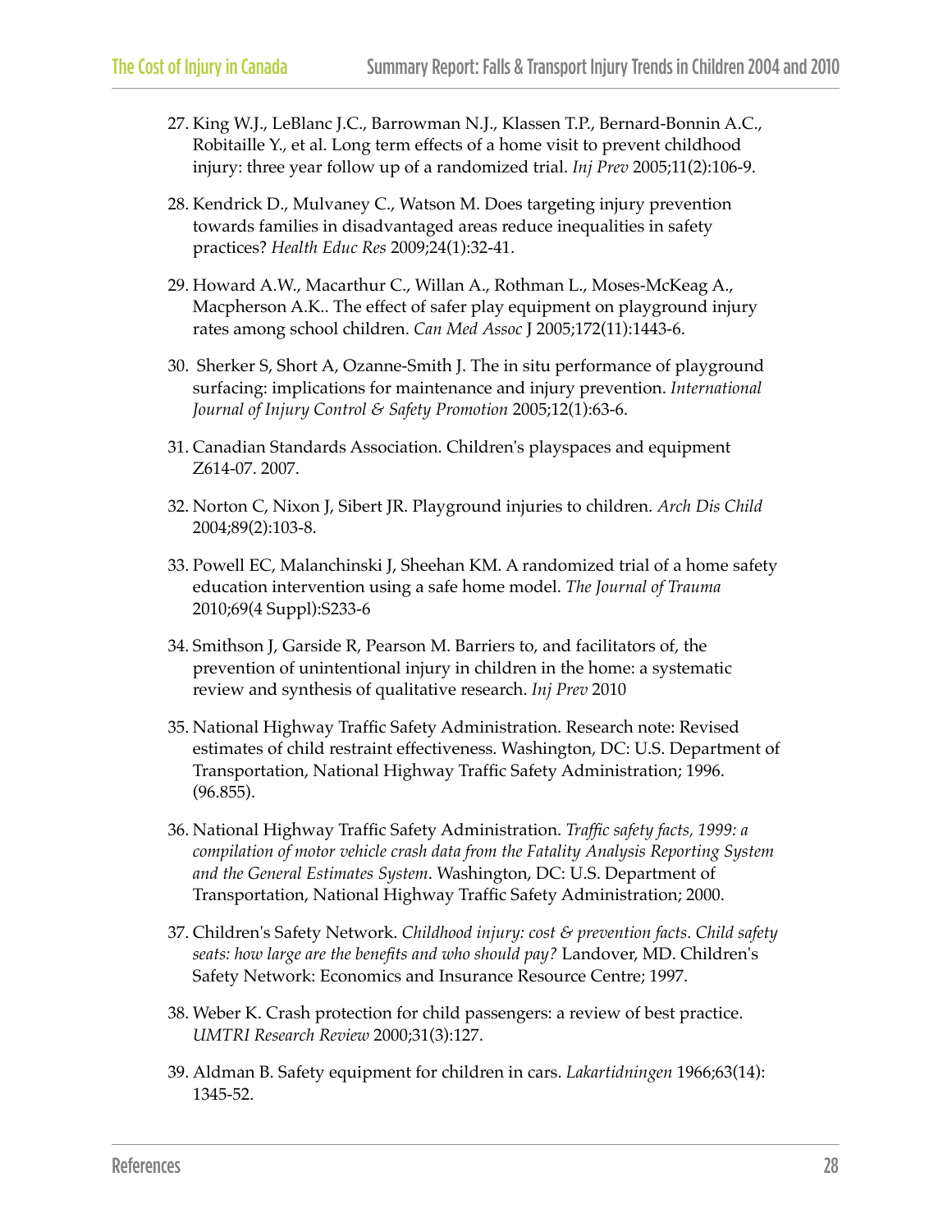27. King W.J., LeBlanc J.C., Barrowman N.J., Klassen T.P., Bernard-Bonnin A.C., Robitaille Y., et al. Long term effects of a home visit to prevent childhood injury: three year follow up of a randomized trial. *Inj Prev* 2005;11(2):106-9.

28. Kendrick D., Mulvaney C., Watson M. Does targeting injury prevention towards families in disadvantaged areas reduce inequalities in safety practices? *Health Educ Res* 2009;24(1):32-41.

29. Howard A.W., Macarthur C., Willan A., Rothman L., Moses-McKeag A., Macpherson A.K.. The effect of safer play equipment on playground injury rates among school children. *Can Med Assoc* J 2005;172(11):1443-6.

30. Sherker S, Short A, Ozanne-Smith J. The in situ performance of playground surfacing: implications for maintenance and injury prevention. *International Journal of Injury Control & Safety Promotion* 2005;12(1):63-6.

31. Canadian Standards Association. Children's playspaces and equipment Z614-07. 2007.

32. Norton C, Nixon J, Sibert JR. Playground injuries to children. *Arch Dis Child* 2004;89(2):103-8.

33. Powell EC, Malanchinski J, Sheehan KM. A randomized trial of a home safety education intervention using a safe home model. *The Journal of Trauma* 2010;69(4 Suppl):S233-6

34. Smithson J, Garside R, Pearson M. Barriers to, and facilitators of, the prevention of unintentional injury in children in the home: a systematic review and synthesis of qualitative research. *Inj Prev* 2010

35. National Highway Traffic Safety Administration. Research note: Revised estimates of child restraint effectiveness. Washington, DC: U.S. Department of Transportation, National Highway Traffic Safety Administration; 1996. (96.855).

36. National Highway Traffic Safety Administration. *Traffic safety facts, 1999: a compilation of motor vehicle crash data from the Fatality Analysis Reporting System and the General Estimates System*. Washington, DC: U.S. Department of Transportation, National Highway Traffic Safety Administration; 2000.

37. Children's Safety Network. *Childhood injury: cost & prevention facts. Child safety seats: how large are the benefits and who should pay?* Landover, MD. Children's Safety Network: Economics and Insurance Resource Centre; 1997.

38. Weber K. Crash protection for child passengers: a review of best practice. *UMTRI Research Review* 2000;31(3):127.

39. Aldman B. Safety equipment for children in cars. *Lakartidningen* 1966;63(14): 1345-52.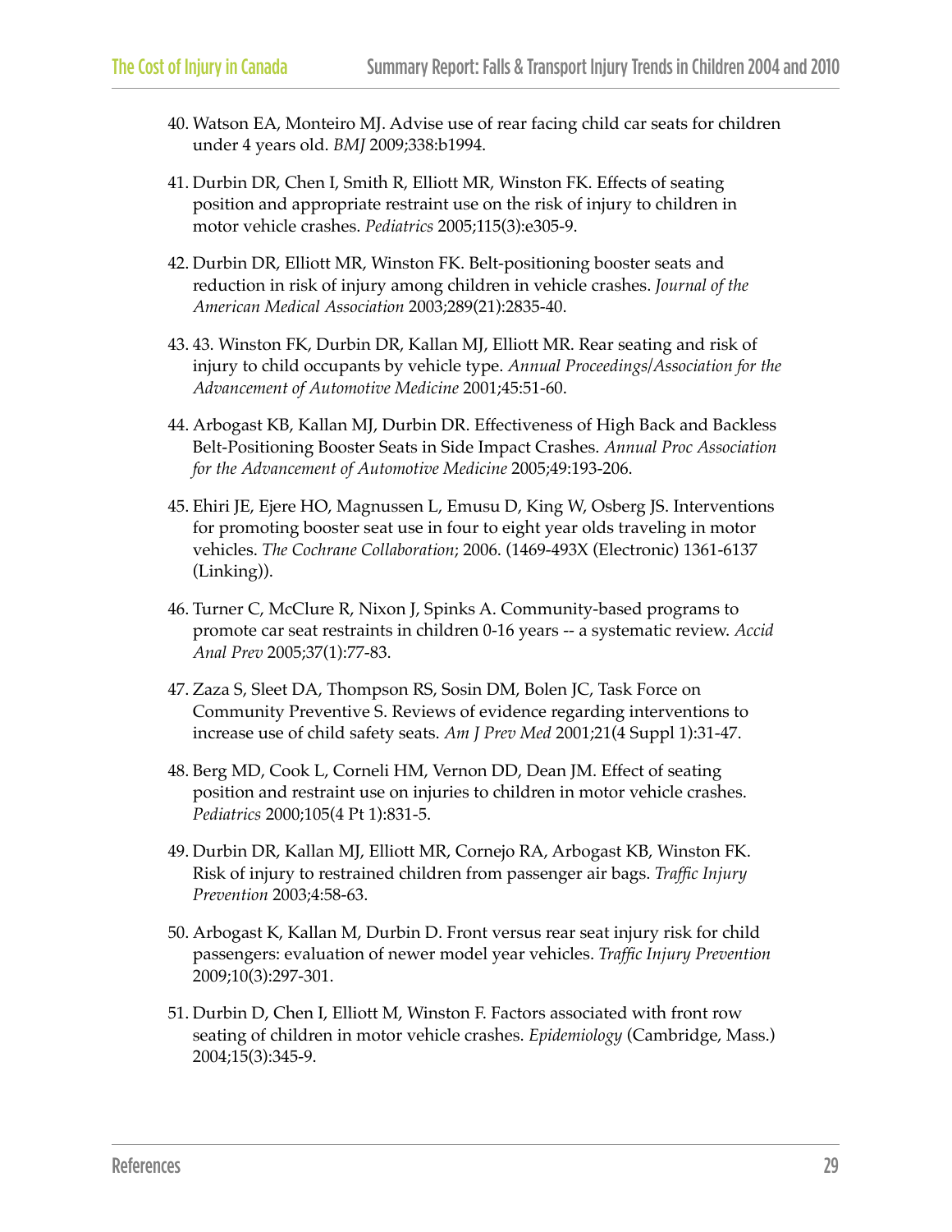40. Watson EA, Monteiro MJ. Advise use of rear facing child car seats for children under 4 years old. *BMJ* 2009;338:b1994.

41. Durbin DR, Chen I, Smith R, Elliott MR, Winston FK. Effects of seating position and appropriate restraint use on the risk of injury to children in motor vehicle crashes. *Pediatrics* 2005;115(3):e305-9.

42. Durbin DR, Elliott MR, Winston FK. Belt-positioning booster seats and reduction in risk of injury among children in vehicle crashes. *Journal of the American Medical Association* 2003;289(21):2835-40.

43. 43. Winston FK, Durbin DR, Kallan MJ, Elliott MR. Rear seating and risk of injury to child occupants by vehicle type. *Annual Proceedings/Association for the Advancement of Automotive Medicine* 2001;45:51-60.

44. Arbogast KB, Kallan MJ, Durbin DR. Effectiveness of High Back and Backless Belt-Positioning Booster Seats in Side Impact Crashes. *Annual Proc Association for the Advancement of Automotive Medicine* 2005;49:193-206.

45. Ehiri JE, Ejere HO, Magnussen L, Emusu D, King W, Osberg JS. Interventions for promoting booster seat use in four to eight year olds traveling in motor vehicles. *The Cochrane Collaboration*; 2006. (1469-493X (Electronic) 1361-6137 (Linking)).

46. Turner C, McClure R, Nixon J, Spinks A. Community-based programs to promote car seat restraints in children 0-16 years -- a systematic review. *Accid Anal Prev* 2005;37(1):77-83.

47. Zaza S, Sleet DA, Thompson RS, Sosin DM, Bolen JC, Task Force on Community Preventive S. Reviews of evidence regarding interventions to increase use of child safety seats. *Am J Prev Med* 2001;21(4 Suppl 1):31-47.

48. Berg MD, Cook L, Corneli HM, Vernon DD, Dean JM. Effect of seating position and restraint use on injuries to children in motor vehicle crashes. *Pediatrics* 2000;105(4 Pt 1):831-5.

49. Durbin DR, Kallan MJ, Elliott MR, Cornejo RA, Arbogast KB, Winston FK. Risk of injury to restrained children from passenger air bags. *Traffic Injury Prevention* 2003;4:58-63.

50. Arbogast K, Kallan M, Durbin D. Front versus rear seat injury risk for child passengers: evaluation of newer model year vehicles. *Traffic Injury Prevention* 2009;10(3):297-301.

51. Durbin D, Chen I, Elliott M, Winston F. Factors associated with front row seating of children in motor vehicle crashes. *Epidemiology* (Cambridge, Mass.) 2004;15(3):345-9.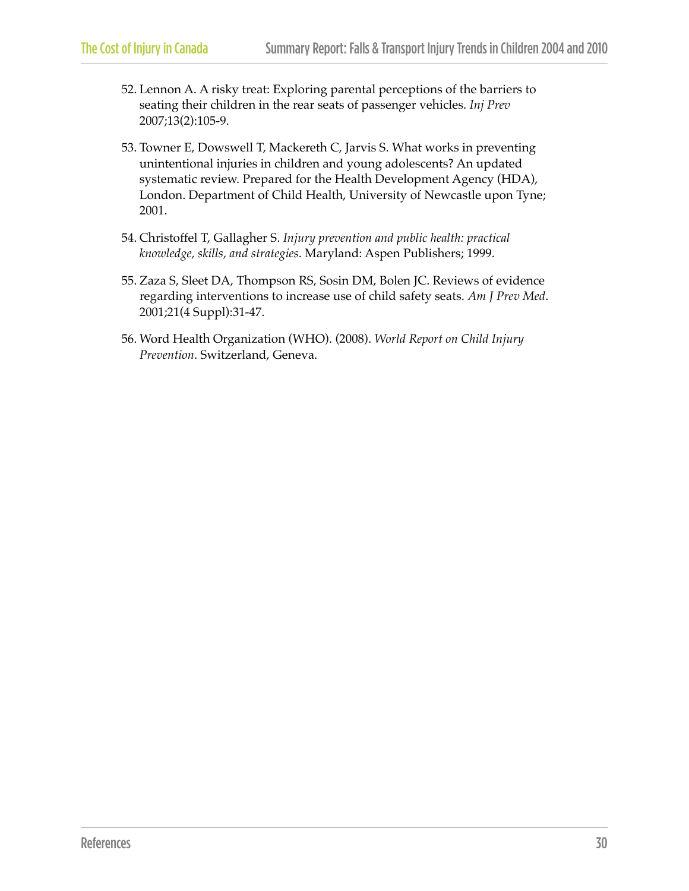52. Lennon A. A risky treat: Exploring parental perceptions of the barriers to seating their children in the rear seats of passenger vehicles. *Inj Prev* 2007;13(2):105-9.

53. Towner E, Dowswell T, Mackereth C, Jarvis S. What works in preventing unintentional injuries in children and young adolescents? An updated systematic review. Prepared for the Health Development Agency (HDA), London. Department of Child Health, University of Newcastle upon Tyne; 2001.

54. Christoffel T, Gallagher S. *Injury prevention and public health: practical knowledge, skills, and strategies*. Maryland: Aspen Publishers; 1999.

55. Zaza S, Sleet DA, Thompson RS, Sosin DM, Bolen JC. Reviews of evidence regarding interventions to increase use of child safety seats. *Am J Prev Med*. 2001;21(4 Suppl):31-47.

56. Word Health Organization (WHO). (2008). *World Report on Child Injury Prevention*. Switzerland, Geneva.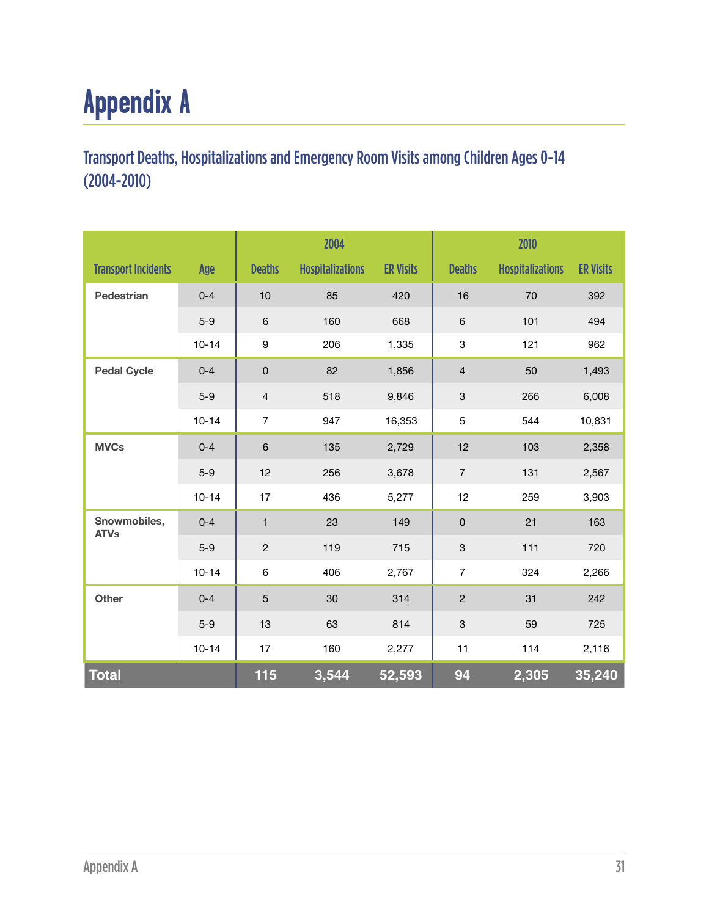# Appendix A

## Transport Deaths, Hospitalizations and Emergency Room Visits among Children Ages 0-14 (2004-2010)

| | | 2004 | | | 2010 | | |
|---|---|---|---|---|---|---|---|
| **Transport Incidents** | **Age** | **Deaths** | **Hospitalizations** | **ER Visits** | **Deaths** | **Hospitalizations** | **ER Visits** |
| **Pedestrian** | 0-4 | 10 | 85 | 420 | 16 | 70 | 392 |
| | 5-9 | 6 | 160 | 668 | 6 | 101 | 494 |
| | 10-14 | 9 | 206 | 1,335 | 3 | 121 | 962 |
| **Pedal Cycle** | 0-4 | 0 | 82 | 1,856 | 4 | 50 | 1,493 |
| | 5-9 | 4 | 518 | 9,846 | 3 | 266 | 6,008 |
| | 10-14 | 7 | 947 | 16,353 | 5 | 544 | 10,831 |
| **MVCs** | 0-4 | 6 | 135 | 2,729 | 12 | 103 | 2,358 |
| | 5-9 | 12 | 256 | 3,678 | 7 | 131 | 2,567 |
| | 10-14 | 17 | 436 | 5,277 | 12 | 259 | 3,903 |
| **Snowmobiles, ATVs** | 0-4 | 1 | 23 | 149 | 0 | 21 | 163 |
| | 5-9 | 2 | 119 | 715 | 3 | 111 | 720 |
| | 10-14 | 6 | 406 | 2,767 | 7 | 324 | 2,266 |
| **Other** | 0-4 | 5 | 30 | 314 | 2 | 31 | 242 |
| | 5-9 | 13 | 63 | 814 | 3 | 59 | 725 |
| | 10-14 | 17 | 160 | 2,277 | 11 | 114 | 2,116 |
| **Total** | | **115** | **3,544** | **52,593** | **94** | **2,305** | **35,240** |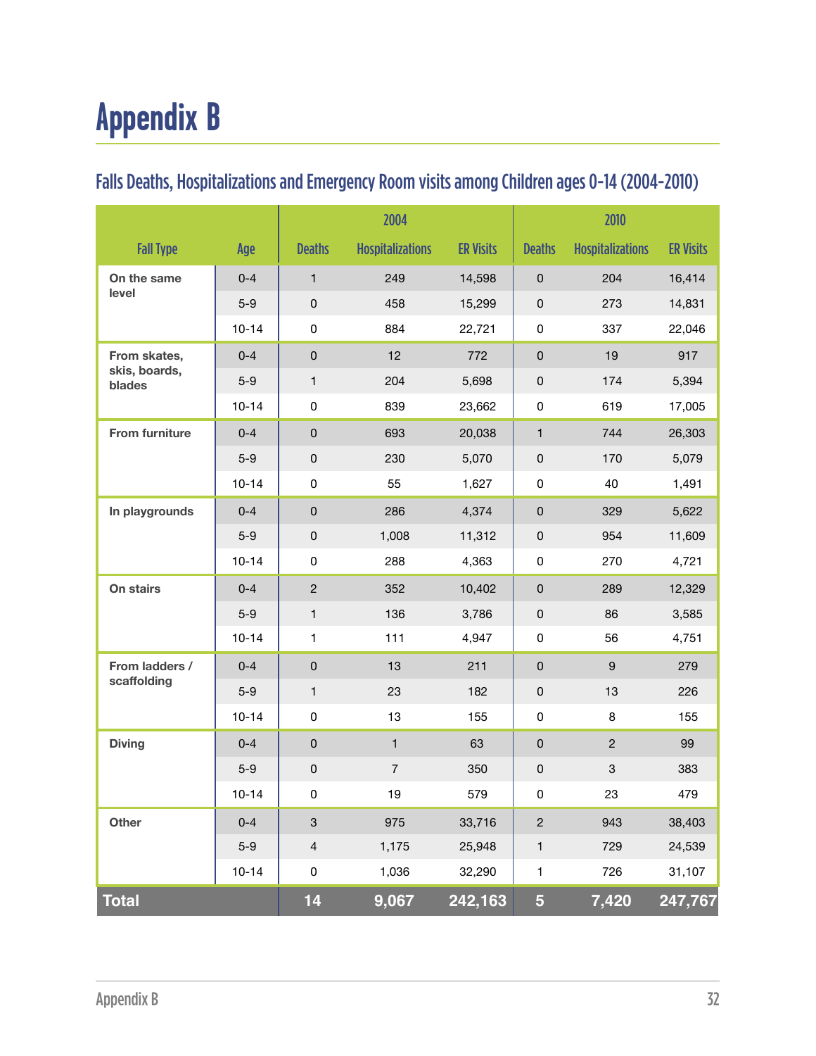# Appendix B

## Falls Deaths, Hospitalizations and Emergency Room visits among Children ages 0-14 (2004-2010)

| | | 2004 | | | 2010 | | |
|---|---|---|---|---|---|---|---|
| **Fall Type** | **Age** | **Deaths** | **Hospitalizations** | **ER Visits** | **Deaths** | **Hospitalizations** | **ER Visits** |
| **On the same level** | 0-4 | 1 | 249 | 14,598 | 0 | 204 | 16,414 |
| | 5-9 | 0 | 458 | 15,299 | 0 | 273 | 14,831 |
| | 10-14 | 0 | 884 | 22,721 | 0 | 337 | 22,046 |
| **From skates, skis, boards, blades** | 0-4 | 0 | 12 | 772 | 0 | 19 | 917 |
| | 5-9 | 1 | 204 | 5,698 | 0 | 174 | 5,394 |
| | 10-14 | 0 | 839 | 23,662 | 0 | 619 | 17,005 |
| **From furniture** | 0-4 | 0 | 693 | 20,038 | 1 | 744 | 26,303 |
| | 5-9 | 0 | 230 | 5,070 | 0 | 170 | 5,079 |
| | 10-14 | 0 | 55 | 1,627 | 0 | 40 | 1,491 |
| **In playgrounds** | 0-4 | 0 | 286 | 4,374 | 0 | 329 | 5,622 |
| | 5-9 | 0 | 1,008 | 11,312 | 0 | 954 | 11,609 |
| | 10-14 | 0 | 288 | 4,363 | 0 | 270 | 4,721 |
| **On stairs** | 0-4 | 2 | 352 | 10,402 | 0 | 289 | 12,329 |
| | 5-9 | 1 | 136 | 3,786 | 0 | 86 | 3,585 |
| | 10-14 | 1 | 111 | 4,947 | 0 | 56 | 4,751 |
| **From ladders / scaffolding** | 0-4 | 0 | 13 | 211 | 0 | 9 | 279 |
| | 5-9 | 1 | 23 | 182 | 0 | 13 | 226 |
| | 10-14 | 0 | 13 | 155 | 0 | 8 | 155 |
| **Diving** | 0-4 | 0 | 1 | 63 | 0 | 2 | 99 |
| | 5-9 | 0 | 7 | 350 | 0 | 3 | 383 |
| | 10-14 | 0 | 19 | 579 | 0 | 23 | 479 |
| **Other** | 0-4 | 3 | 975 | 33,716 | 2 | 943 | 38,403 |
| | 5-9 | 4 | 1,175 | 25,948 | 1 | 729 | 24,539 |
| | 10-14 | 0 | 1,036 | 32,290 | 1 | 726 | 31,107 |
| **Total** | | **14** | **9,067** | **242,163** | **5** | **7,420** | **247,767** |